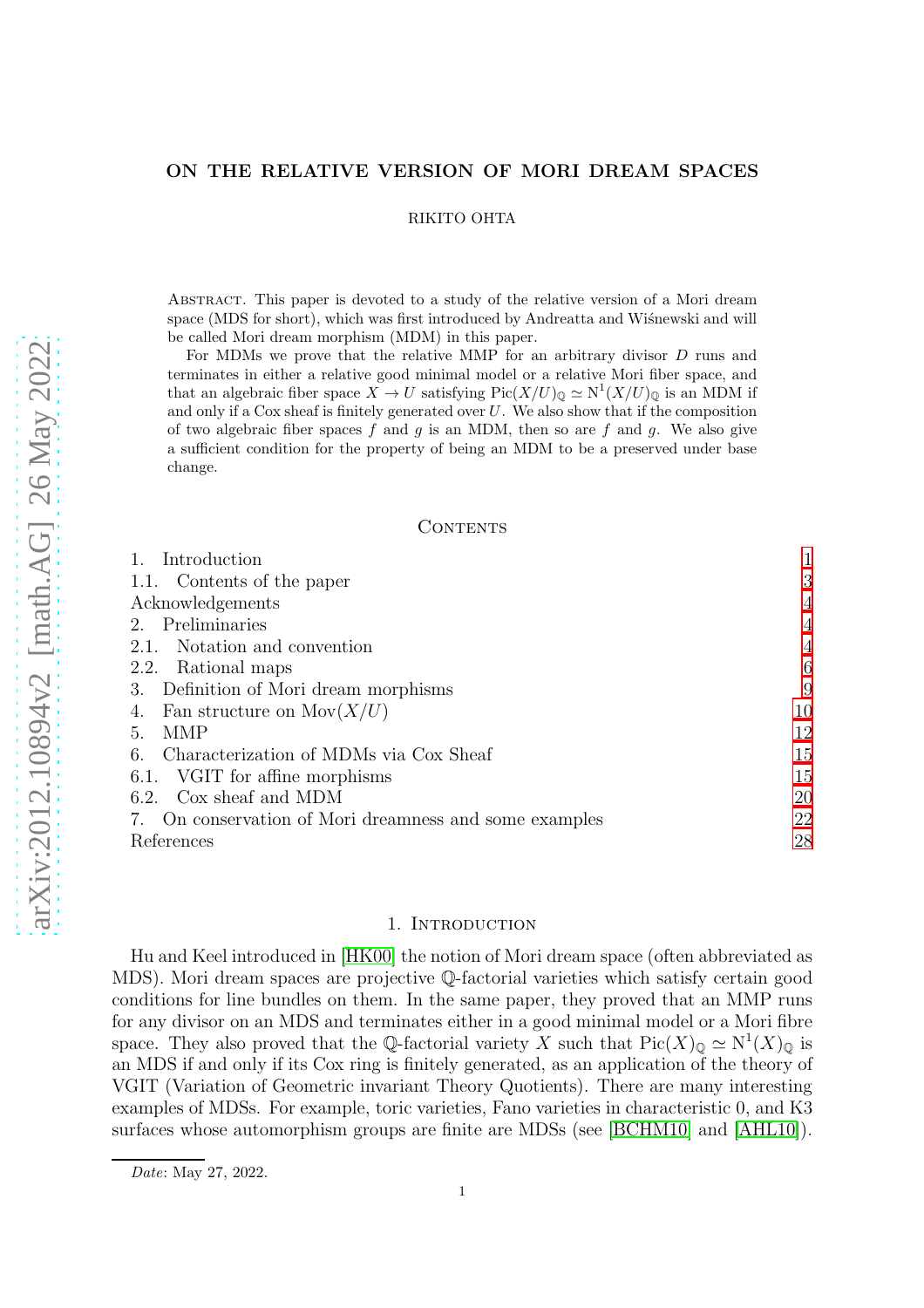# ON THE RELATIVE VERSION OF MORI DREAM SPACES

RIKITO OHTA

Abstract. This paper is devoted to a study of the relative version of a Mori dream space (MDS for short), which was first introduced by Andreatta and Wiśnewski and will be called Mori dream morphism (MDM) in this paper.

For MDMs we prove that the relative MMP for an arbitrary divisor $D$ runs and terminates in either a relative good minimal model or a relative Mori fiber space, and that an algebraic fiber space $X \to U$ satisfying $\mathrm{Pic}(X/U)_{\mathbb{Q}} \simeq \mathrm{N}^1(X/U)_{\mathbb{Q}}$ is an MDM if and only if a Cox sheaf is finitely generated over $U$. We also show that if the composition of two algebraic fiber spaces $f$ and $g$ is an MDM, then so are $f$ and $g$. We also give a sufficient condition for the property of being an MDM to be a preserved under base change.

## Contents

1. Introduction — 1
   1.1. Contents of the paper — 3
   Acknowledgements — 4
2. Preliminaries — 4
   2.1. Notation and convention — 4
   2.2. Rational maps — 6
3. Definition of Mori dream morphisms — 9
4. Fan structure on $\mathrm{Mov}(X/U)$ — 10
5. MMP — 12
6. Characterization of MDMs via Cox Sheaf — 15
   6.1. VGIT for affine morphisms — 15
   6.2. Cox sheaf and MDM — 20
7. On conservation of Mori dreamness and some examples — 22

References — 28

## 1. Introduction

Hu and Keel introduced in [HK00] the notion of Mori dream space (often abbreviated as MDS). Mori dream spaces are projective $\mathbb{Q}$-factorial varieties which satisfy certain good conditions for line bundles on them. In the same paper, they proved that an MMP runs for any divisor on an MDS and terminates either in a good minimal model or a Mori fibre space. They also proved that the $\mathbb{Q}$-factorial variety $X$ such that $\mathrm{Pic}(X)_{\mathbb{Q}} \simeq \mathrm{N}^1(X)_{\mathbb{Q}}$ is an MDS if and only if its Cox ring is finitely generated, as an application of the theory of VGIT (Variation of Geometric invariant Theory Quotients). There are many interesting examples of MDSs. For example, toric varieties, Fano varieties in characteristic 0, and K3 surfaces whose automorphism groups are finite are MDSs (see [BCHM10] and [AHL10]).

*Date*: May 27, 2022.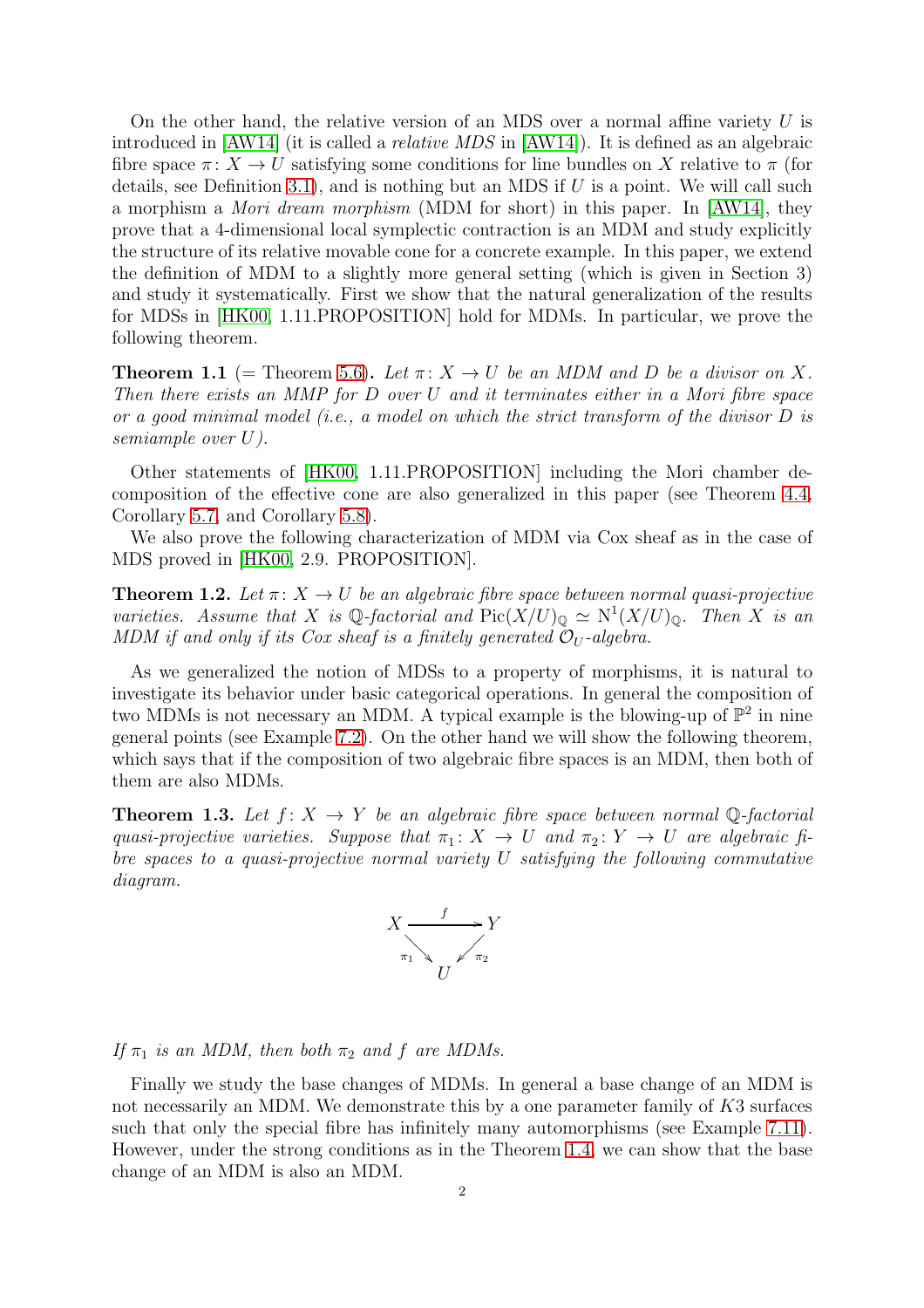On the other hand, the relative version of an MDS over a normal affine variety $U$ is introduced in [AW14] (it is called a *relative MDS* in [AW14]). It is defined as an algebraic fibre space $\pi\colon X \to U$ satisfying some conditions for line bundles on $X$ relative to $\pi$ (for details, see Definition 3.1), and is nothing but an MDS if $U$ is a point. We will call such a morphism a *Mori dream morphism* (MDM for short) in this paper. In [AW14], they prove that a 4-dimensional local symplectic contraction is an MDM and study explicitly the structure of its relative movable cone for a concrete example. In this paper, we extend the definition of MDM to a slightly more general setting (which is given in Section 3) and study it systematically. First we show that the natural generalization of the results for MDSs in [HK00, 1.11.PROPOSITION] hold for MDMs. In particular, we prove the following theorem.

**Theorem 1.1** (= Theorem 5.6)**.** *Let $\pi\colon X \to U$ be an MDM and $D$ be a divisor on $X$. Then there exists an MMP for $D$ over $U$ and it terminates either in a Mori fibre space or a good minimal model (i.e., a model on which the strict transform of the divisor $D$ is semiample over $U$).*

Other statements of [HK00, 1.11.PROPOSITION] including the Mori chamber decomposition of the effective cone are also generalized in this paper (see Theorem 4.4, Corollary 5.7, and Corollary 5.8).

We also prove the following characterization of MDM via Cox sheaf as in the case of MDS proved in [HK00, 2.9. PROPOSITION].

**Theorem 1.2.** *Let $\pi\colon X \to U$ be an algebraic fibre space between normal quasi-projective varieties. Assume that $X$ is $\mathbb{Q}$-factorial and $\mathrm{Pic}(X/U)_{\mathbb{Q}} \simeq \mathrm{N}^1(X/U)_{\mathbb{Q}}$. Then $X$ is an MDM if and only if its Cox sheaf is a finitely generated $\mathcal{O}_U$-algebra.*

As we generalized the notion of MDSs to a property of morphisms, it is natural to investigate its behavior under basic categorical operations. In general the composition of two MDMs is not necessary an MDM. A typical example is the blowing-up of $\mathbb{P}^2$ in nine general points (see Example 7.2). On the other hand we will show the following theorem, which says that if the composition of two algebraic fibre spaces is an MDM, then both of them are also MDMs.

**Theorem 1.3.** *Let $f\colon X \to Y$ be an algebraic fibre space between normal $\mathbb{Q}$-factorial quasi-projective varieties. Suppose that $\pi_1\colon X \to U$ and $\pi_2\colon Y \to U$ are algebraic fibre spaces to a quasi-projective normal variety $U$ satisfying the following commutative diagram.*

$$\begin{array}{ccc} X & \xrightarrow{\ f\ } & Y \\ & {\scriptstyle \pi_1}\searrow \quad \swarrow{\scriptstyle \pi_2} & \\ & U & \end{array}$$

*If $\pi_1$ is an MDM, then both $\pi_2$ and $f$ are MDMs.*

Finally we study the base changes of MDMs. In general a base change of an MDM is not necessarily an MDM. We demonstrate this by a one parameter family of $K3$ surfaces such that only the special fibre has infinitely many automorphisms (see Example 7.11). However, under the strong conditions as in the Theorem 1.4, we can show that the base change of an MDM is also an MDM.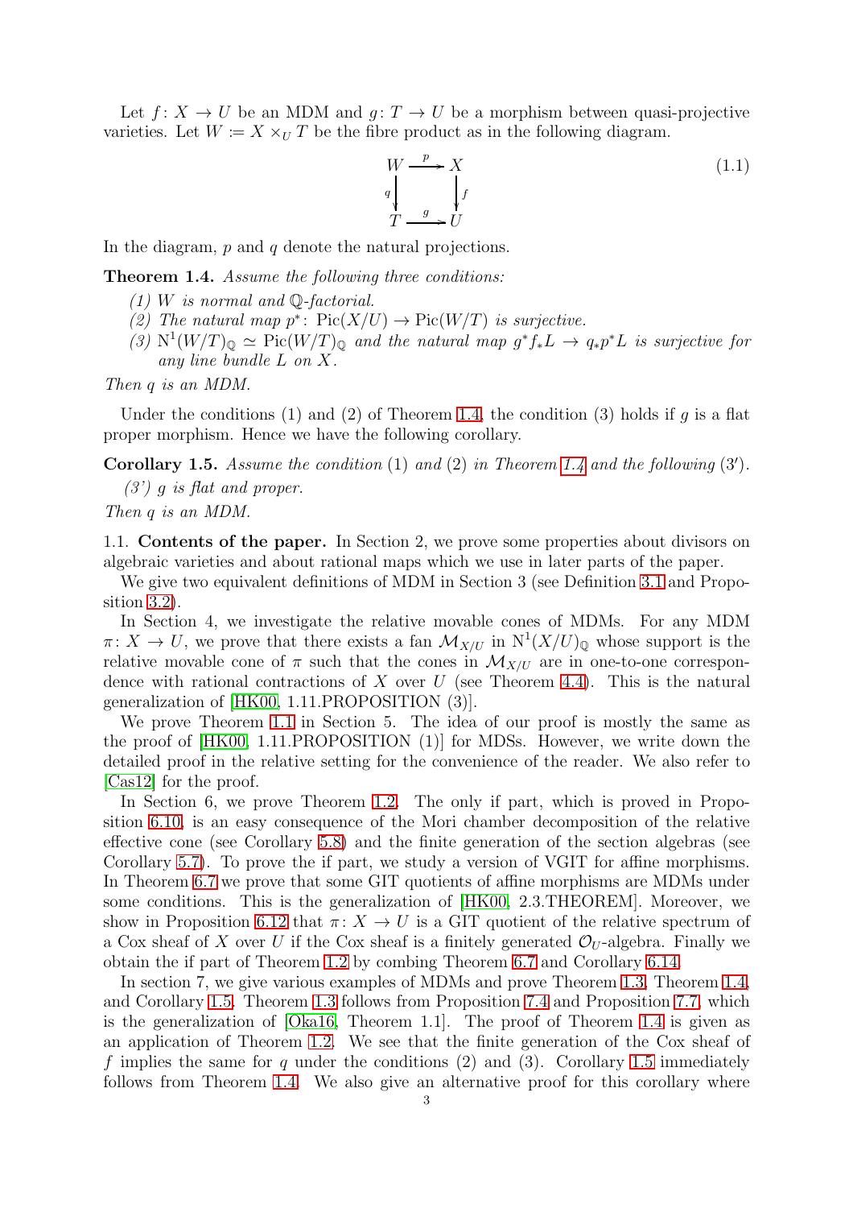Let $f\colon X \to U$ be an MDM and $g\colon T \to U$ be a morphism between quasi-projective varieties. Let $W := X \times_U T$ be the fibre product as in the following diagram.

$$
\begin{array}{ccc}
W & \xrightarrow{p} & X \\
{\scriptstyle q}\downarrow & & \downarrow{\scriptstyle f} \\
T & \xrightarrow{g} & U
\end{array}
\tag{1.1}
$$

In the diagram, $p$ and $q$ denote the natural projections.

**Theorem 1.4.** *Assume the following three conditions:*

*(1) $W$ is normal and $\mathbb{Q}$-factorial.*

*(2) The natural map $p^*\colon \operatorname{Pic}(X/U) \to \operatorname{Pic}(W/T)$ is surjective.*

*(3) $\mathrm{N}^1(W/T)_{\mathbb{Q}} \simeq \operatorname{Pic}(W/T)_{\mathbb{Q}}$ and the natural map $g^*f_*L \to q_*p^*L$ is surjective for any line bundle $L$ on $X$.*

*Then $q$ is an MDM.*

Under the conditions (1) and (2) of Theorem 1.4, the condition (3) holds if $g$ is a flat proper morphism. Hence we have the following corollary.

**Corollary 1.5.** *Assume the condition* (1) *and* (2) *in Theorem 1.4 and the following* (3′).

*(3′) $g$ is flat and proper.*

*Then $q$ is an MDM.*

1.1. **Contents of the paper.** In Section 2, we prove some properties about divisors on algebraic varieties and about rational maps which we use in later parts of the paper.

We give two equivalent definitions of MDM in Section 3 (see Definition 3.1 and Proposition 3.2).

In Section 4, we investigate the relative movable cones of MDMs. For any MDM $\pi\colon X \to U$, we prove that there exists a fan $\mathcal{M}_{X/U}$ in $\mathrm{N}^1(X/U)_{\mathbb{Q}}$ whose support is the relative movable cone of $\pi$ such that the cones in $\mathcal{M}_{X/U}$ are in one-to-one correspondence with rational contractions of $X$ over $U$ (see Theorem 4.4). This is the natural generalization of [HK00, 1.11.PROPOSITION (3)].

We prove Theorem 1.1 in Section 5. The idea of our proof is mostly the same as the proof of [HK00, 1.11.PROPOSITION (1)] for MDSs. However, we write down the detailed proof in the relative setting for the convenience of the reader. We also refer to [Cas12] for the proof.

In Section 6, we prove Theorem 1.2. The only if part, which is proved in Proposition 6.10, is an easy consequence of the Mori chamber decomposition of the relative effective cone (see Corollary 5.8) and the finite generation of the section algebras (see Corollary 5.7). To prove the if part, we study a version of VGIT for affine morphisms. In Theorem 6.7 we prove that some GIT quotients of affine morphisms are MDMs under some conditions. This is the generalization of [HK00, 2.3.THEOREM]. Moreover, we show in Proposition 6.12 that $\pi\colon X \to U$ is a GIT quotient of the relative spectrum of a Cox sheaf of $X$ over $U$ if the Cox sheaf is a finitely generated $\mathcal{O}_U$-algebra. Finally we obtain the if part of Theorem 1.2 by combing Theorem 6.7 and Corollary 6.14.

In section 7, we give various examples of MDMs and prove Theorem 1.3, Theorem 1.4, and Corollary 1.5. Theorem 1.3 follows from Proposition 7.4 and Proposition 7.7, which is the generalization of [Oka16, Theorem 1.1]. The proof of Theorem 1.4 is given as an application of Theorem 1.2. We see that the finite generation of the Cox sheaf of $f$ implies the same for $q$ under the conditions (2) and (3). Corollary 1.5 immediately follows from Theorem 1.4. We also give an alternative proof for this corollary where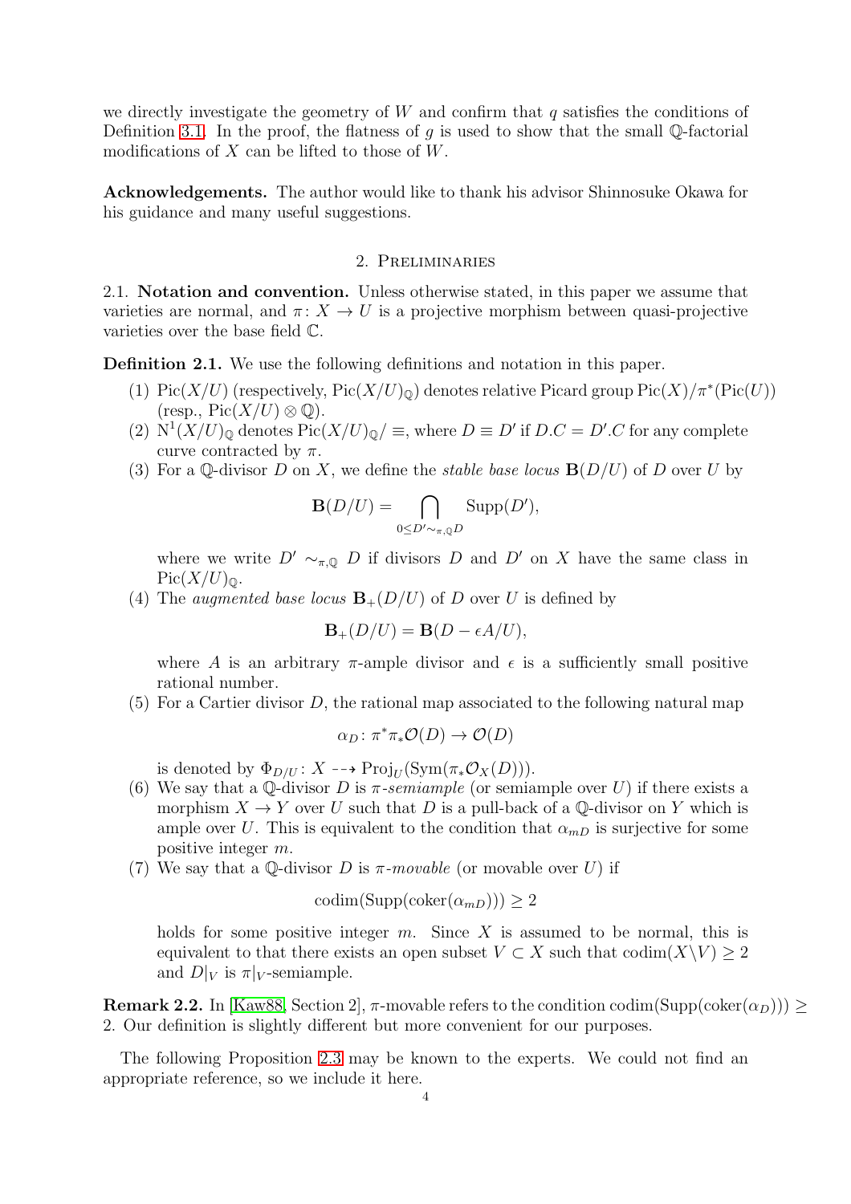we directly investigate the geometry of $W$ and confirm that $q$ satisfies the conditions of Definition 3.1. In the proof, the flatness of $g$ is used to show that the small $\mathbb{Q}$-factorial modifications of $X$ can be lifted to those of $W$.

**Acknowledgements.** The author would like to thank his advisor Shinnosuke Okawa for his guidance and many useful suggestions.

## 2. Preliminaries

2.1. **Notation and convention.** Unless otherwise stated, in this paper we assume that varieties are normal, and $\pi\colon X \to U$ is a projective morphism between quasi-projective varieties over the base field $\mathbb{C}$.

**Definition 2.1.** We use the following definitions and notation in this paper.

(1) $\mathrm{Pic}(X/U)$ (respectively, $\mathrm{Pic}(X/U)_{\mathbb{Q}}$) denotes relative Picard group $\mathrm{Pic}(X)/\pi^*(\mathrm{Pic}(U))$ (resp., $\mathrm{Pic}(X/U)\otimes\mathbb{Q}$).

(2) $\mathrm{N}^1(X/U)_{\mathbb{Q}}$ denotes $\mathrm{Pic}(X/U)_{\mathbb{Q}}/\equiv$, where $D \equiv D'$ if $D.C = D'.C$ for any complete curve contracted by $\pi$.

(3) For a $\mathbb{Q}$-divisor $D$ on $X$, we define the *stable base locus* $\mathbf{B}(D/U)$ of $D$ over $U$ by

$$\mathbf{B}(D/U) = \bigcap_{0 \le D' \sim_{\pi,\mathbb{Q}} D} \mathrm{Supp}(D'),$$

where we write $D' \sim_{\pi,\mathbb{Q}} D$ if divisors $D$ and $D'$ on $X$ have the same class in $\mathrm{Pic}(X/U)_{\mathbb{Q}}$.

(4) The *augmented base locus* $\mathbf{B}_+(D/U)$ of $D$ over $U$ is defined by

$$\mathbf{B}_+(D/U) = \mathbf{B}(D - \epsilon A/U),$$

where $A$ is an arbitrary $\pi$-ample divisor and $\epsilon$ is a sufficiently small positive rational number.

(5) For a Cartier divisor $D$, the rational map associated to the following natural map

$$\alpha_D\colon \pi^*\pi_*\mathcal{O}(D) \to \mathcal{O}(D)$$

is denoted by $\Phi_{D/U}\colon X \dashrightarrow \mathrm{Proj}_U(\mathrm{Sym}(\pi_*\mathcal{O}_X(D)))$.

(6) We say that a $\mathbb{Q}$-divisor $D$ is $\pi$-*semiample* (or semiample over $U$) if there exists a morphism $X \to Y$ over $U$ such that $D$ is a pull-back of a $\mathbb{Q}$-divisor on $Y$ which is ample over $U$. This is equivalent to the condition that $\alpha_{mD}$ is surjective for some positive integer $m$.

(7) We say that a $\mathbb{Q}$-divisor $D$ is $\pi$-*movable* (or movable over $U$) if

$$\mathrm{codim}(\mathrm{Supp}(\mathrm{coker}(\alpha_{mD}))) \ge 2$$

holds for some positive integer $m$. Since $X$ is assumed to be normal, this is equivalent to that there exists an open subset $V \subset X$ such that $\mathrm{codim}(X\backslash V) \ge 2$ and $D|_V$ is $\pi|_V$-semiample.

**Remark 2.2.** In [Kaw88, Section 2], $\pi$-movable refers to the condition $\mathrm{codim}(\mathrm{Supp}(\mathrm{coker}(\alpha_D))) \ge 2$. Our definition is slightly different but more convenient for our purposes.

The following Proposition 2.3 may be known to the experts. We could not find an appropriate reference, so we include it here.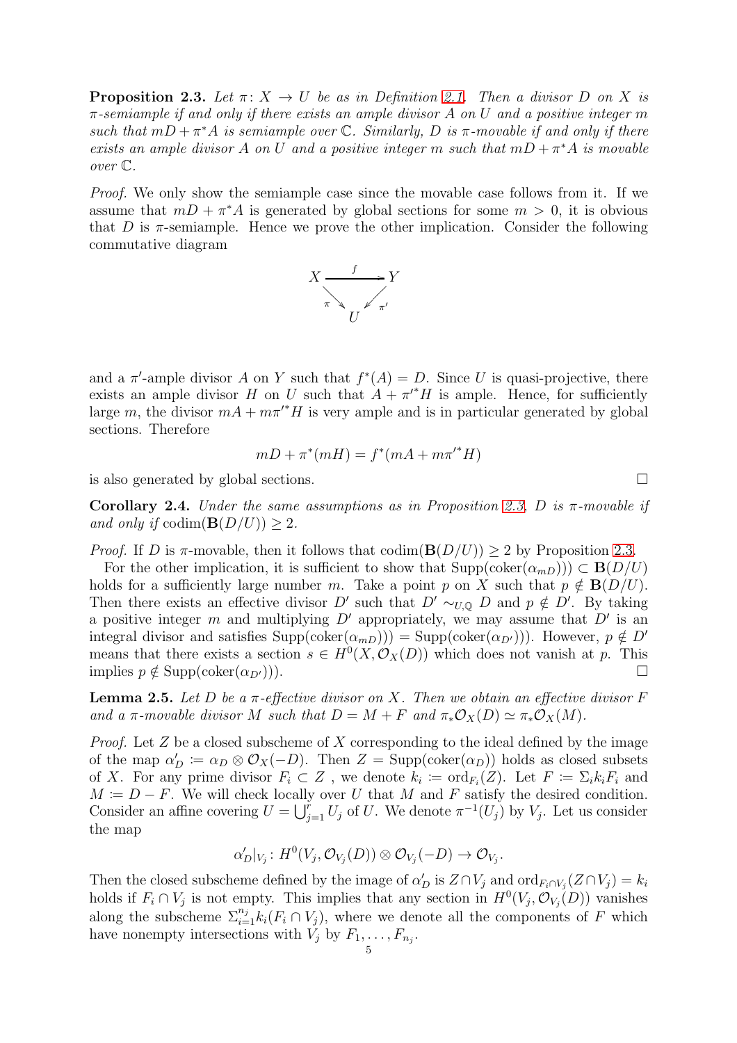**Proposition 2.3.** *Let $\pi\colon X \to U$ be as in Definition 2.1. Then a divisor $D$ on $X$ is $\pi$-semiample if and only if there exists an ample divisor $A$ on $U$ and a positive integer $m$ such that $mD + \pi^*A$ is semiample over $\mathbb{C}$. Similarly, $D$ is $\pi$-movable if and only if there exists an ample divisor $A$ on $U$ and a positive integer $m$ such that $mD + \pi^*A$ is movable over $\mathbb{C}$.*

*Proof.* We only show the semiample case since the movable case follows from it. If we assume that $mD + \pi^*A$ is generated by global sections for some $m > 0$, it is obvious that $D$ is $\pi$-semiample. Hence we prove the other implication. Consider the following commutative diagram

$$\begin{array}{ccc} X & \xrightarrow{\ f\ } & Y \\ & {\scriptstyle\pi}\searrow \quad \swarrow{\scriptstyle\pi'} & \\ & U & \end{array}$$

and a $\pi'$-ample divisor $A$ on $Y$ such that $f^*(A) = D$. Since $U$ is quasi-projective, there exists an ample divisor $H$ on $U$ such that $A + \pi'^*H$ is ample. Hence, for sufficiently large $m$, the divisor $mA + m\pi'^*H$ is very ample and is in particular generated by global sections. Therefore

$$mD + \pi^*(mH) = f^*(mA + m\pi'^*H)$$

is also generated by global sections. $\square$

**Corollary 2.4.** *Under the same assumptions as in Proposition 2.3, $D$ is $\pi$-movable if and only if $\operatorname{codim}(\mathbf{B}(D/U)) \geq 2$.*

*Proof.* If $D$ is $\pi$-movable, then it follows that $\operatorname{codim}(\mathbf{B}(D/U)) \geq 2$ by Proposition 2.3.

For the other implication, it is sufficient to show that $\operatorname{Supp}(\operatorname{coker}(\alpha_{mD}))) \subset \mathbf{B}(D/U)$ holds for a sufficiently large number $m$. Take a point $p$ on $X$ such that $p \notin \mathbf{B}(D/U)$. Then there exists an effective divisor $D'$ such that $D' \sim_{U,\mathbb{Q}} D$ and $p \notin D'$. By taking a positive integer $m$ and multiplying $D'$ appropriately, we may assume that $D'$ is an integral divisor and satisfies $\operatorname{Supp}(\operatorname{coker}(\alpha_{mD}))) = \operatorname{Supp}(\operatorname{coker}(\alpha_{D'})))$. However, $p \notin D'$ means that there exists a section $s \in H^0(X, \mathcal{O}_X(D))$ which does not vanish at $p$. This implies $p \notin \operatorname{Supp}(\operatorname{coker}(\alpha_{D'})))$. $\square$

**Lemma 2.5.** *Let $D$ be a $\pi$-effective divisor on $X$. Then we obtain an effective divisor $F$ and a $\pi$-movable divisor $M$ such that $D = M + F$ and $\pi_*\mathcal{O}_X(D) \simeq \pi_*\mathcal{O}_X(M)$.*

*Proof.* Let $Z$ be a closed subscheme of $X$ corresponding to the ideal defined by the image of the map $\alpha'_D := \alpha_D \otimes \mathcal{O}_X(-D)$. Then $Z = \operatorname{Supp}(\operatorname{coker}(\alpha_D))$ holds as closed subsets of $X$. For any prime divisor $F_i \subset Z$ , we denote $k_i := \operatorname{ord}_{F_i}(Z)$. Let $F := \Sigma_i k_i F_i$ and $M := D - F$. We will check locally over $U$ that $M$ and $F$ satisfy the desired condition. Consider an affine covering $U = \bigcup_{j=1}^r U_j$ of $U$. We denote $\pi^{-1}(U_j)$ by $V_j$. Let us consider the map

$$\alpha'_D|_{V_j}\colon H^0(V_j, \mathcal{O}_{V_j}(D)) \otimes \mathcal{O}_{V_j}(-D) \to \mathcal{O}_{V_j}.$$

Then the closed subscheme defined by the image of $\alpha'_D$ is $Z \cap V_j$ and $\operatorname{ord}_{F_i \cap V_j}(Z \cap V_j) = k_i$ holds if $F_i \cap V_j$ is not empty. This implies that any section in $H^0(V_j, \mathcal{O}_{V_j}(D))$ vanishes along the subscheme $\Sigma_{i=1}^{n_j} k_i(F_i \cap V_j)$, where we denote all the components of $F$ which have nonempty intersections with $V_j$ by $F_1, \ldots, F_{n_j}$.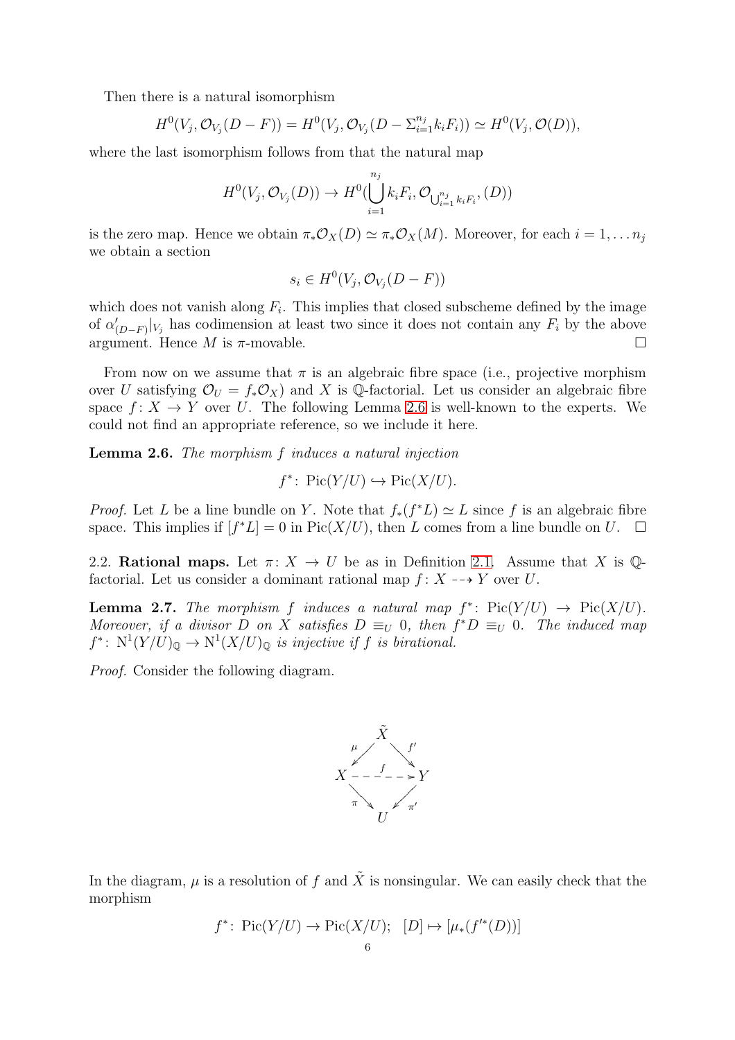Then there is a natural isomorphism

$$H^0(V_j, \mathcal{O}_{V_j}(D-F)) = H^0(V_j, \mathcal{O}_{V_j}(D - \Sigma_{i=1}^{n_j} k_i F_i)) \simeq H^0(V_j, \mathcal{O}(D)),$$

where the last isomorphism follows from that the natural map

$$H^0(V_j, \mathcal{O}_{V_j}(D)) \to H^0(\bigcup_{i=1}^{n_j} k_i F_i, \mathcal{O}_{\bigcup_{i=1}^{n_j} k_i F_i}, (D))$$

is the zero map. Hence we obtain $\pi_* \mathcal{O}_X(D) \simeq \pi_* \mathcal{O}_X(M)$. Moreover, for each $i = 1, \ldots n_j$ we obtain a section

$$s_i \in H^0(V_j, \mathcal{O}_{V_j}(D-F))$$

which does not vanish along $F_i$. This implies that closed subscheme defined by the image of $\alpha'_{(D-F)}|_{V_j}$ has codimension at least two since it does not contain any $F_i$ by the above argument. Hence $M$ is $\pi$-movable. $\square$

From now on we assume that $\pi$ is an algebraic fibre space (i.e., projective morphism over $U$ satisfying $\mathcal{O}_U = f_* \mathcal{O}_X$) and $X$ is $\mathbb{Q}$-factorial. Let us consider an algebraic fibre space $f : X \to Y$ over $U$. The following Lemma 2.6 is well-known to the experts. We could not find an appropriate reference, so we include it here.

**Lemma 2.6.** *The morphism $f$ induces a natural injection*

$$f^* \colon \operatorname{Pic}(Y/U) \hookrightarrow \operatorname{Pic}(X/U).$$

*Proof.* Let $L$ be a line bundle on $Y$. Note that $f_*(f^*L) \simeq L$ since $f$ is an algebraic fibre space. This implies if $[f^*L] = 0$ in $\operatorname{Pic}(X/U)$, then $L$ comes from a line bundle on $U$. $\square$

2.2. **Rational maps.** Let $\pi : X \to U$ be as in Definition 2.1. Assume that $X$ is $\mathbb{Q}$-factorial. Let us consider a dominant rational map $f : X \dashrightarrow Y$ over $U$.

**Lemma 2.7.** *The morphism $f$ induces a natural map $f^* \colon \operatorname{Pic}(Y/U) \to \operatorname{Pic}(X/U)$. Moreover, if a divisor $D$ on $X$ satisfies $D \equiv_U 0$, then $f^* D \equiv_U 0$. The induced map $f^* \colon \mathrm{N}^1(Y/U)_{\mathbb{Q}} \to \mathrm{N}^1(X/U)_{\mathbb{Q}}$ is injective if $f$ is birational.*

*Proof.* Consider the following diagram.

$$\begin{array}{ccccc} & & \tilde{X} & & \\ & \swarrow^{\mu} & & \searrow^{f'} & \\ X & & \overset{f}{\dashrightarrow} & & Y \\ & \searrow_{\pi} & & \swarrow_{\pi'} & \\ & & U & & \end{array}$$

In the diagram, $\mu$ is a resolution of $f$ and $\tilde{X}$ is nonsingular. We can easily check that the morphism

$$f^* \colon \operatorname{Pic}(Y/U) \to \operatorname{Pic}(X/U); \quad [D] \mapsto [\mu_*(f'^*(D))]$$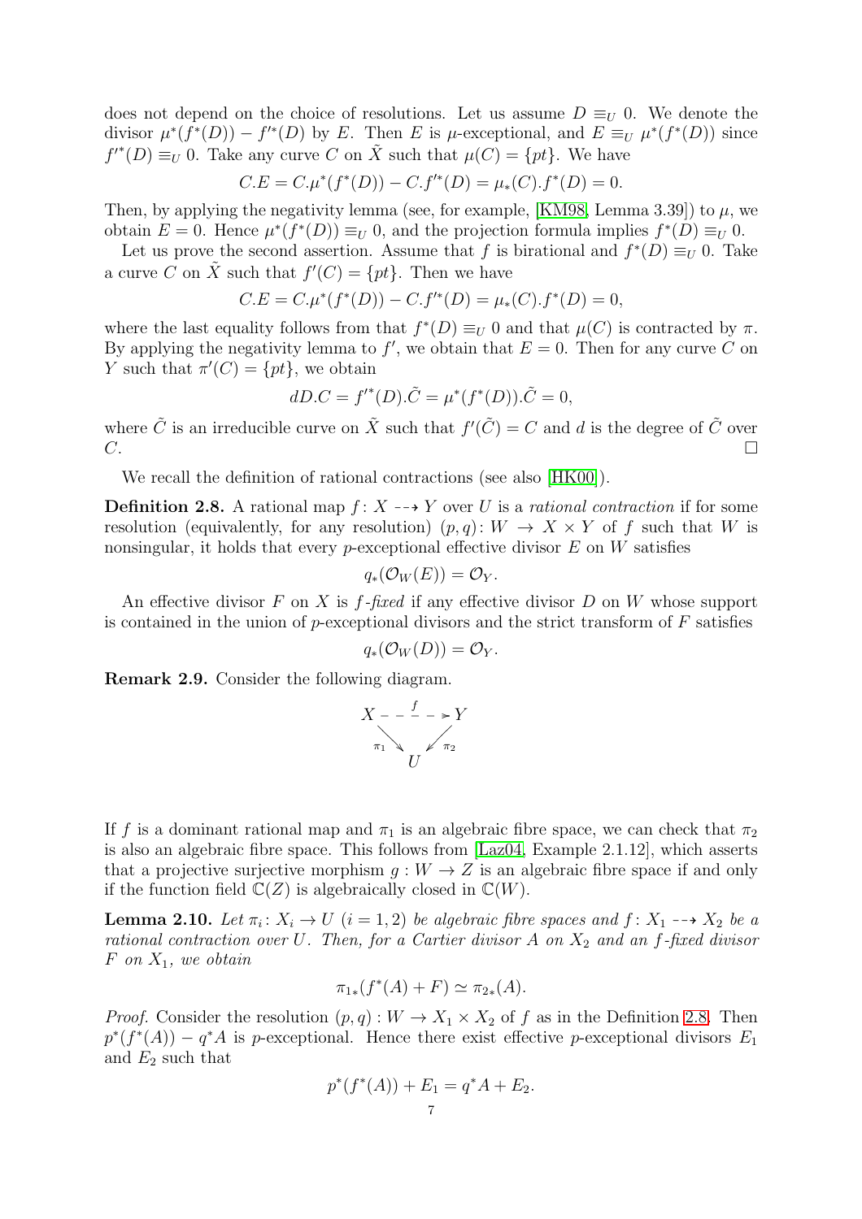does not depend on the choice of resolutions. Let us assume $D \equiv_U 0$. We denote the divisor $\mu^*(f^*(D)) - f'^*(D)$ by $E$. Then $E$ is $\mu$-exceptional, and $E \equiv_U \mu^*(f^*(D))$ since $f'^*(D) \equiv_U 0$. Take any curve $C$ on $\tilde{X}$ such that $\mu(C) = \{pt\}$. We have

$$C.E = C.\mu^*(f^*(D)) - C.f'^*(D) = \mu_*(C).f^*(D) = 0.$$

Then, by applying the negativity lemma (see, for example, [KM98, Lemma 3.39]) to $\mu$, we obtain $E = 0$. Hence $\mu^*(f^*(D)) \equiv_U 0$, and the projection formula implies $f^*(D) \equiv_U 0$.

Let us prove the second assertion. Assume that $f$ is birational and $f^*(D) \equiv_U 0$. Take a curve $C$ on $\tilde{X}$ such that $f'(C) = \{pt\}$. Then we have

$$C.E = C.\mu^*(f^*(D)) - C.f'^*(D) = \mu_*(C).f^*(D) = 0,$$

where the last equality follows from that $f^*(D) \equiv_U 0$ and that $\mu(C)$ is contracted by $\pi$. By applying the negativity lemma to $f'$, we obtain that $E = 0$. Then for any curve $C$ on $Y$ such that $\pi'(C) = \{pt\}$, we obtain

$$dD.C = f'^*(D).\tilde{C} = \mu^*(f^*(D)).\tilde{C} = 0,$$

where $\tilde{C}$ is an irreducible curve on $\tilde{X}$ such that $f'(\tilde{C}) = C$ and $d$ is the degree of $\tilde{C}$ over $C$. $\square$

We recall the definition of rational contractions (see also [HK00]).

**Definition 2.8.** A rational map $f\colon X \dashrightarrow Y$ over $U$ is a *rational contraction* if for some resolution (equivalently, for any resolution) $(p, q)\colon W \to X \times Y$ of $f$ such that $W$ is nonsingular, it holds that every $p$-exceptional effective divisor $E$ on $W$ satisfies

$$q_*(\mathcal{O}_W(E)) = \mathcal{O}_Y.$$

An effective divisor $F$ on $X$ is *$f$-fixed* if any effective divisor $D$ on $W$ whose support is contained in the union of $p$-exceptional divisors and the strict transform of $F$ satisfies

$$q_*(\mathcal{O}_W(D)) = \mathcal{O}_Y.$$

**Remark 2.9.** Consider the following diagram.

$$\begin{array}{ccc} X & \overset{f}{\dashrightarrow} & Y \\ & {\scriptstyle \pi_1}\searrow \quad \swarrow{\scriptstyle \pi_2} & \\ & U & \end{array}$$

If $f$ is a dominant rational map and $\pi_1$ is an algebraic fibre space, we can check that $\pi_2$ is also an algebraic fibre space. This follows from [Laz04, Example 2.1.12], which asserts that a projective surjective morphism $g : W \to Z$ is an algebraic fibre space if and only if the function field $\mathbb{C}(Z)$ is algebraically closed in $\mathbb{C}(W)$.

**Lemma 2.10.** *Let $\pi_i\colon X_i \to U$ $(i = 1, 2)$ be algebraic fibre spaces and $f\colon X_1 \dashrightarrow X_2$ be a rational contraction over $U$. Then, for a Cartier divisor $A$ on $X_2$ and an $f$-fixed divisor $F$ on $X_1$, we obtain*

$$\pi_{1*}(f^*(A) + F) \simeq \pi_{2*}(A).$$

*Proof.* Consider the resolution $(p, q) : W \to X_1 \times X_2$ of $f$ as in the Definition 2.8. Then $p^*(f^*(A)) - q^*A$ is $p$-exceptional. Hence there exist effective $p$-exceptional divisors $E_1$ and $E_2$ such that

$$p^*(f^*(A)) + E_1 = q^*A + E_2.$$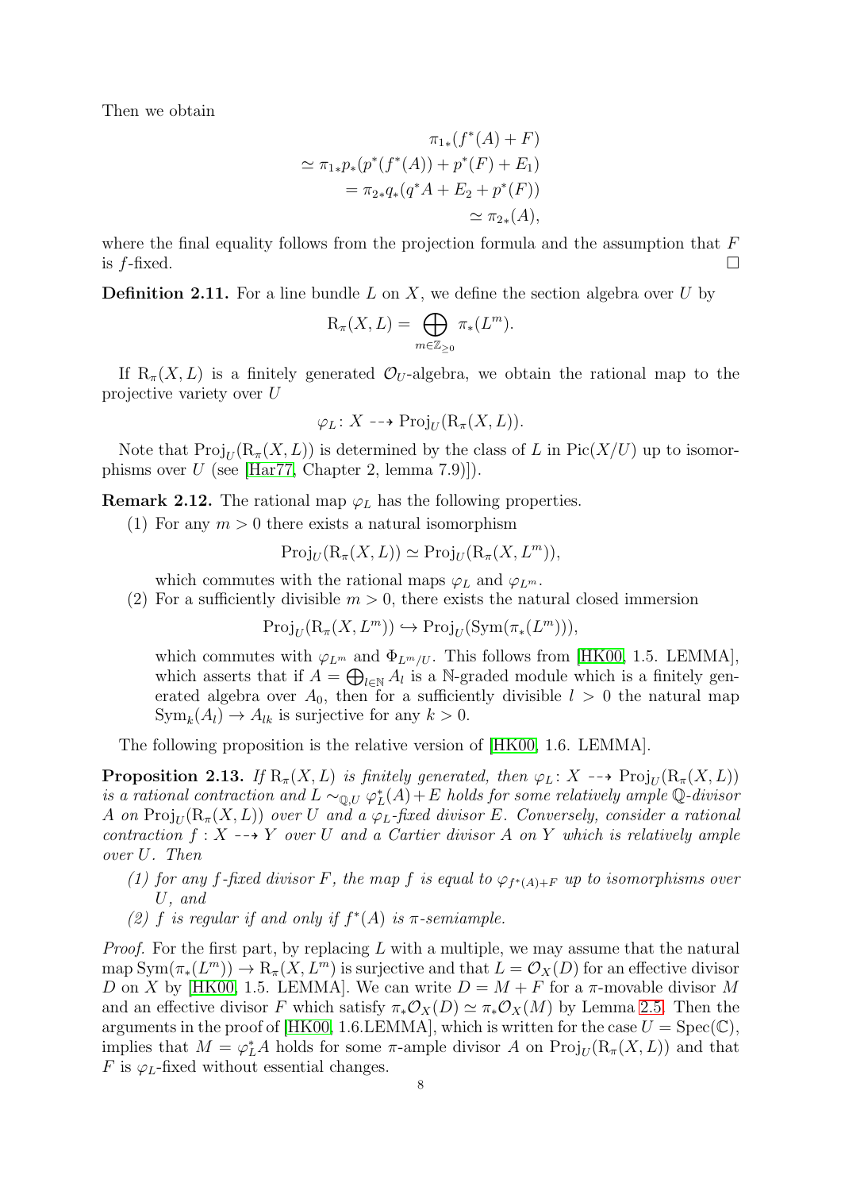Then we obtain

$$\begin{aligned} &\pi_{1*}(f^*(A) + F) \\ \simeq\ &\pi_{1*}p_*(p^*(f^*(A)) + p^*(F) + E_1) \\ =\ &\pi_{2*}q_*(q^*A + E_2 + p^*(F)) \\ \simeq\ &\pi_{2*}(A), \end{aligned}$$

where the final equality follows from the projection formula and the assumption that $F$ is $f$-fixed. $\square$

**Definition 2.11.** For a line bundle $L$ on $X$, we define the section algebra over $U$ by

$$\mathrm{R}_\pi(X, L) = \bigoplus_{m \in \mathbb{Z}_{\geq 0}} \pi_*(L^m).$$

If $\mathrm{R}_\pi(X, L)$ is a finitely generated $\mathcal{O}_U$-algebra, we obtain the rational map to the projective variety over $U$

$$\varphi_L \colon X \dashrightarrow \mathrm{Proj}_U(\mathrm{R}_\pi(X, L)).$$

Note that $\mathrm{Proj}_U(\mathrm{R}_\pi(X, L))$ is determined by the class of $L$ in $\mathrm{Pic}(X/U)$ up to isomorphisms over $U$ (see [Har77, Chapter 2, lemma 7.9)]).

**Remark 2.12.** The rational map $\varphi_L$ has the following properties.

1. For any $m > 0$ there exists a natural isomorphism
$$\mathrm{Proj}_U(\mathrm{R}_\pi(X, L)) \simeq \mathrm{Proj}_U(\mathrm{R}_\pi(X, L^m)),$$
which commutes with the rational maps $\varphi_L$ and $\varphi_{L^m}$.
2. For a sufficiently divisible $m > 0$, there exists the natural closed immersion
$$\mathrm{Proj}_U(\mathrm{R}_\pi(X, L^m)) \hookrightarrow \mathrm{Proj}_U(\mathrm{Sym}(\pi_*(L^m))),$$
which commutes with $\varphi_{L^m}$ and $\Phi_{L^m/U}$. This follows from [HK00, 1.5. LEMMA], which asserts that if $A = \bigoplus_{l \in \mathbb{N}} A_l$ is a $\mathbb{N}$-graded module which is a finitely generated algebra over $A_0$, then for a sufficiently divisible $l > 0$ the natural map $\mathrm{Sym}_k(A_l) \to A_{lk}$ is surjective for any $k > 0$.

The following proposition is the relative version of [HK00, 1.6. LEMMA].

**Proposition 2.13.** *If $\mathrm{R}_\pi(X, L)$ is finitely generated, then $\varphi_L \colon X \dashrightarrow \mathrm{Proj}_U(\mathrm{R}_\pi(X, L))$ is a rational contraction and $L \sim_{\mathbb{Q}, U} \varphi_L^*(A) + E$ holds for some relatively ample $\mathbb{Q}$-divisor $A$ on $\mathrm{Proj}_U(\mathrm{R}_\pi(X, L))$ over $U$ and a $\varphi_L$-fixed divisor $E$. Conversely, consider a rational contraction $f : X \dashrightarrow Y$ over $U$ and a Cartier divisor $A$ on $Y$ which is relatively ample over $U$. Then*

1. *for any $f$-fixed divisor $F$, the map $f$ is equal to $\varphi_{f^*(A)+F}$ up to isomorphisms over $U$, and*
2. *$f$ is regular if and only if $f^*(A)$ is $\pi$-semiample.*

*Proof.* For the first part, by replacing $L$ with a multiple, we may assume that the natural map $\mathrm{Sym}(\pi_*(L^m)) \to \mathrm{R}_\pi(X, L^m)$ is surjective and that $L = \mathcal{O}_X(D)$ for an effective divisor $D$ on $X$ by [HK00, 1.5. LEMMA]. We can write $D = M + F$ for a $\pi$-movable divisor $M$ and an effective divisor $F$ which satisfy $\pi_*\mathcal{O}_X(D) \simeq \pi_*\mathcal{O}_X(M)$ by Lemma 2.5. Then the arguments in the proof of [HK00, 1.6.LEMMA], which is written for the case $U = \mathrm{Spec}(\mathbb{C})$, implies that $M = \varphi_L^* A$ holds for some $\pi$-ample divisor $A$ on $\mathrm{Proj}_U(\mathrm{R}_\pi(X, L))$ and that $F$ is $\varphi_L$-fixed without essential changes.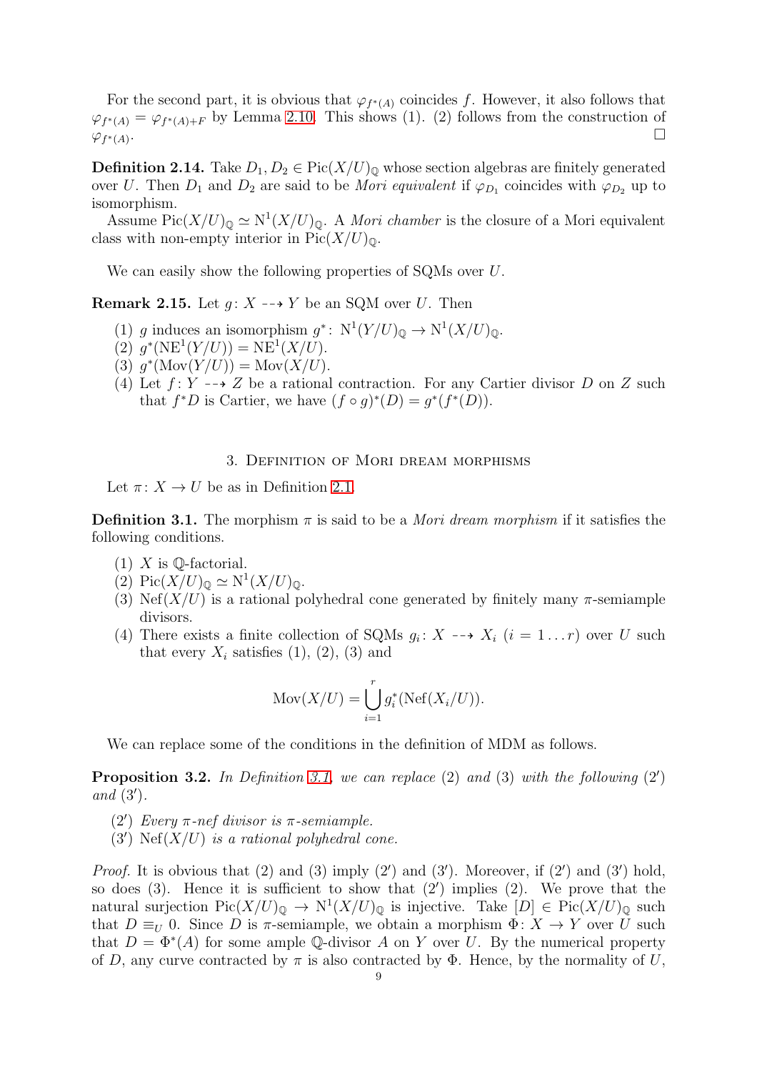For the second part, it is obvious that $\varphi_{f^*(A)}$ coincides $f$. However, it also follows that $\varphi_{f^*(A)} = \varphi_{f^*(A)+F}$ by Lemma 2.10. This shows (1). (2) follows from the construction of $\varphi_{f^*(A)}$. □

**Definition 2.14.** Take $D_1, D_2 \in \mathrm{Pic}(X/U)_{\mathbb{Q}}$ whose section algebras are finitely generated over $U$. Then $D_1$ and $D_2$ are said to be *Mori equivalent* if $\varphi_{D_1}$ coincides with $\varphi_{D_2}$ up to isomorphism.

Assume $\mathrm{Pic}(X/U)_{\mathbb{Q}} \simeq \mathrm{N}^1(X/U)_{\mathbb{Q}}$. A *Mori chamber* is the closure of a Mori equivalent class with non-empty interior in $\mathrm{Pic}(X/U)_{\mathbb{Q}}$.

We can easily show the following properties of SQMs over $U$.

**Remark 2.15.** Let $g\colon X \dashrightarrow Y$ be an SQM over $U$. Then

1. $g$ induces an isomorphism $g^*\colon \mathrm{N}^1(Y/U)_{\mathbb{Q}} \to \mathrm{N}^1(X/U)_{\mathbb{Q}}$.
2. $g^*(\overline{\mathrm{NE}}^1(Y/U)) = \overline{\mathrm{NE}}^1(X/U)$.
3. $g^*(\mathrm{Mov}(Y/U)) = \mathrm{Mov}(X/U)$.
4. Let $f\colon Y \dashrightarrow Z$ be a rational contraction. For any Cartier divisor $D$ on $Z$ such that $f^*D$ is Cartier, we have $(f \circ g)^*(D) = g^*(f^*(D))$.

## 3. Definition of Mori dream morphisms

Let $\pi\colon X \to U$ be as in Definition 2.1.

**Definition 3.1.** The morphism $\pi$ is said to be a *Mori dream morphism* if it satisfies the following conditions.

1. $X$ is $\mathbb{Q}$-factorial.
2. $\mathrm{Pic}(X/U)_{\mathbb{Q}} \simeq \mathrm{N}^1(X/U)_{\mathbb{Q}}$.
3. $\mathrm{Nef}(X/U)$ is a rational polyhedral cone generated by finitely many $\pi$-semiample divisors.
4. There exists a finite collection of SQMs $g_i\colon X \dashrightarrow X_i$ $(i = 1 \dots r)$ over $U$ such that every $X_i$ satisfies (1), (2), (3) and

$$\mathrm{Mov}(X/U) = \bigcup_{i=1}^{r} g_i^*(\mathrm{Nef}(X_i/U)).$$

We can replace some of the conditions in the definition of MDM as follows.

**Proposition 3.2.** *In Definition 3.1, we can replace* (2) *and* (3) *with the following* (2′) *and* (3′).

(2′) *Every $\pi$-nef divisor is $\pi$-semiample.*
(3′) $\mathrm{Nef}(X/U)$ *is a rational polyhedral cone.*

*Proof.* It is obvious that (2) and (3) imply (2′) and (3′). Moreover, if (2′) and (3′) hold, so does (3). Hence it is sufficient to show that (2′) implies (2). We prove that the natural surjection $\mathrm{Pic}(X/U)_{\mathbb{Q}} \to \mathrm{N}^1(X/U)_{\mathbb{Q}}$ is injective. Take $[D] \in \mathrm{Pic}(X/U)_{\mathbb{Q}}$ such that $D \equiv_U 0$. Since $D$ is $\pi$-semiample, we obtain a morphism $\Phi\colon X \to Y$ over $U$ such that $D = \Phi^*(A)$ for some ample $\mathbb{Q}$-divisor $A$ on $Y$ over $U$. By the numerical property of $D$, any curve contracted by $\pi$ is also contracted by $\Phi$. Hence, by the normality of $U$,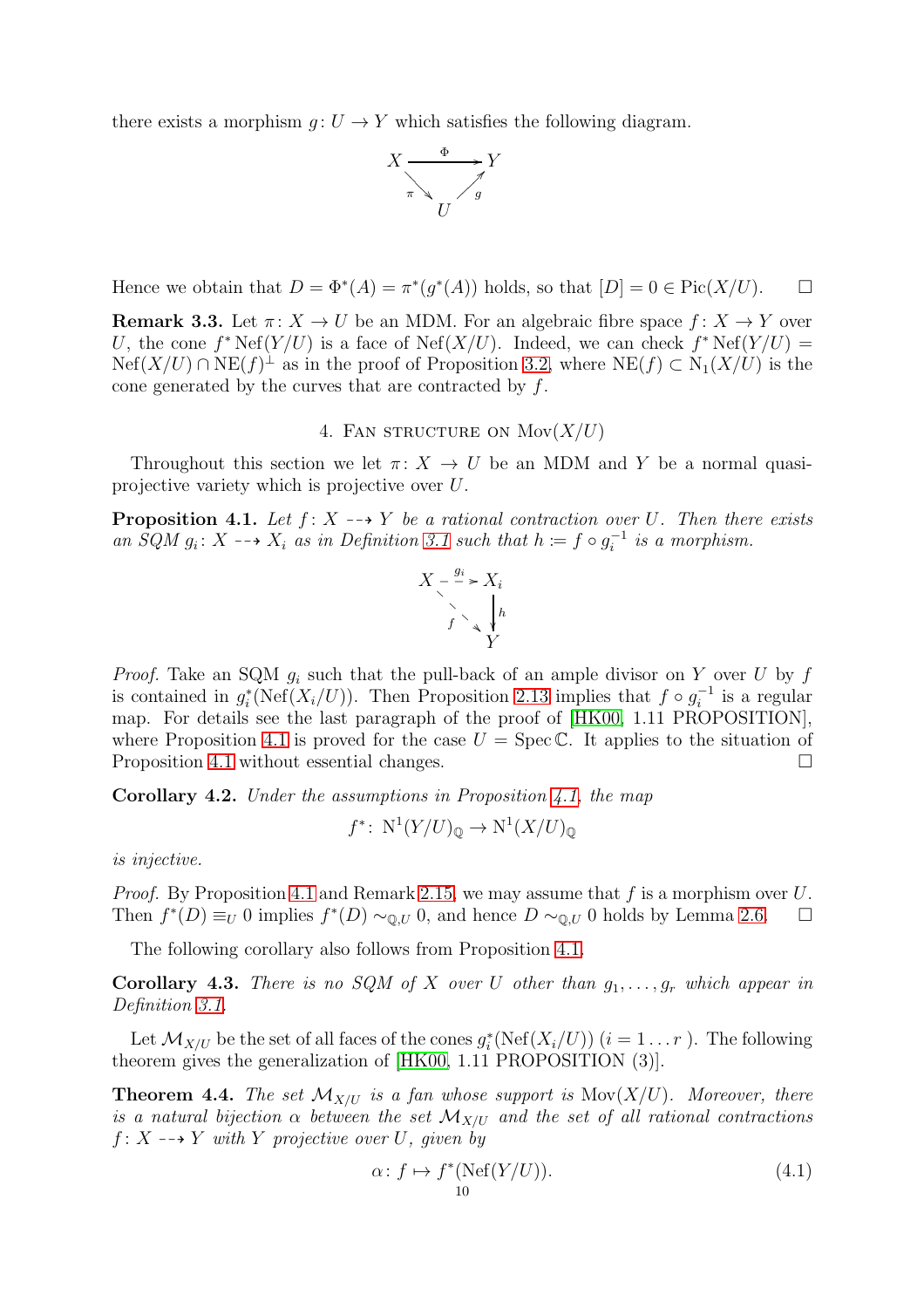there exists a morphism $g\colon U \to Y$ which satisfies the following diagram.

$$\begin{array}{ccc} X & \xrightarrow{\Phi} & Y \\ & {\scriptstyle\pi}\searrow \quad \nearrow{\scriptstyle g} & \\ & U & \end{array}$$

Hence we obtain that $D = \Phi^*(A) = \pi^*(g^*(A))$ holds, so that $[D] = 0 \in \mathrm{Pic}(X/U)$. $\square$

**Remark 3.3.** Let $\pi\colon X \to U$ be an MDM. For an algebraic fibre space $f\colon X \to Y$ over $U$, the cone $f^* \mathrm{Nef}(Y/U)$ is a face of $\mathrm{Nef}(X/U)$. Indeed, we can check $f^* \mathrm{Nef}(Y/U) = \mathrm{Nef}(X/U) \cap \mathrm{NE}(f)^{\perp}$ as in the proof of Proposition 3.2, where $\mathrm{NE}(f) \subset \mathrm{N}_1(X/U)$ is the cone generated by the curves that are contracted by $f$.

## 4. Fan structure on $\mathrm{Mov}(X/U)$

Throughout this section we let $\pi\colon X \to U$ be an MDM and $Y$ be a normal quasi-projective variety which is projective over $U$.

**Proposition 4.1.** *Let $f\colon X \dashrightarrow Y$ be a rational contraction over $U$. Then there exists an SQM $g_i\colon X \dashrightarrow X_i$ as in Definition 3.1 such that $h := f \circ g_i^{-1}$ is a morphism.*

$$\begin{array}{ccc} X & \overset{g_i}{\dashrightarrow} & X_i \\ & {\scriptstyle f}\searrow & \downarrow{\scriptstyle h} \\ & & Y \end{array}$$

*Proof.* Take an SQM $g_i$ such that the pull-back of an ample divisor on $Y$ over $U$ by $f$ is contained in $g_i^*(\mathrm{Nef}(X_i/U))$. Then Proposition 2.13 implies that $f \circ g_i^{-1}$ is a regular map. For details see the last paragraph of the proof of [HK00, 1.11 PROPOSITION], where Proposition 4.1 is proved for the case $U = \mathrm{Spec}\,\mathbb{C}$. It applies to the situation of Proposition 4.1 without essential changes. $\square$

**Corollary 4.2.** *Under the assumptions in Proposition 4.1, the map*

$$f^*\colon\ \mathrm{N}^1(Y/U)_{\mathbb{Q}} \to \mathrm{N}^1(X/U)_{\mathbb{Q}}$$

*is injective.*

*Proof.* By Proposition 4.1 and Remark 2.15, we may assume that $f$ is a morphism over $U$. Then $f^*(D) \equiv_U 0$ implies $f^*(D) \sim_{\mathbb{Q},U} 0$, and hence $D \sim_{\mathbb{Q},U} 0$ holds by Lemma 2.6. $\square$

The following corollary also follows from Proposition 4.1.

**Corollary 4.3.** *There is no SQM of $X$ over $U$ other than $g_1, \ldots, g_r$ which appear in Definition 3.1.*

Let $\mathcal{M}_{X/U}$ be the set of all faces of the cones $g_i^*(\mathrm{Nef}(X_i/U))$ $(i = 1 \ldots r\ )$. The following theorem gives the generalization of [HK00, 1.11 PROPOSITION (3)].

**Theorem 4.4.** *The set $\mathcal{M}_{X/U}$ is a fan whose support is $\mathrm{Mov}(X/U)$. Moreover, there is a natural bijection $\alpha$ between the set $\mathcal{M}_{X/U}$ and the set of all rational contractions $f\colon X \dashrightarrow Y$ with $Y$ projective over $U$, given by*

$$\alpha\colon\ f \mapsto f^*(\mathrm{Nef}(Y/U)). \tag{4.1}$$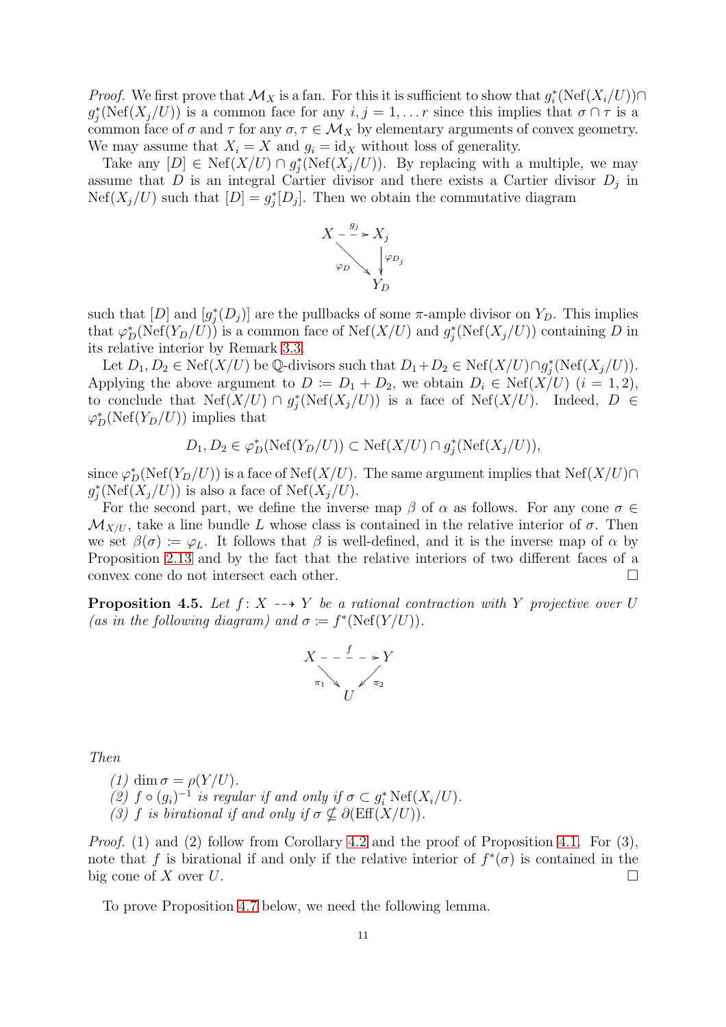*Proof.* We first prove that $\mathcal{M}_X$ is a fan. For this it is sufficient to show that $g_i^*(\mathrm{Nef}(X_i/U)) \cap g_j^*(\mathrm{Nef}(X_j/U))$ is a common face for any $i, j = 1, \dots r$ since this implies that $\sigma \cap \tau$ is a common face of $\sigma$ and $\tau$ for any $\sigma, \tau \in \mathcal{M}_X$ by elementary arguments of convex geometry. We may assume that $X_i = X$ and $g_i = \mathrm{id}_X$ without loss of generality.

Take any $[D] \in \mathrm{Nef}(X/U) \cap g_j^*(\mathrm{Nef}(X_j/U))$. By replacing with a multiple, we may assume that $D$ is an integral Cartier divisor and there exists a Cartier divisor $D_j$ in $\mathrm{Nef}(X_j/U)$ such that $[D] = g_j^*[D_j]$. Then we obtain the commutative diagram

$$
\begin{array}{ccc}
X & \overset{g_j}{\dashrightarrow} & X_j \\
& \underset{\varphi_D}{\searrow} & \downarrow \varphi_{D_j} \\
& & Y_D
\end{array}
$$

such that $[D]$ and $[g_j^*(D_j)]$ are the pullbacks of some $\pi$-ample divisor on $Y_D$. This implies that $\varphi_D^*(\mathrm{Nef}(Y_D/U))$ is a common face of $\mathrm{Nef}(X/U)$ and $g_j^*(\mathrm{Nef}(X_j/U))$ containing $D$ in its relative interior by Remark 3.3.

Let $D_1, D_2 \in \mathrm{Nef}(X/U)$ be $\mathbb{Q}$-divisors such that $D_1 + D_2 \in \mathrm{Nef}(X/U) \cap g_j^*(\mathrm{Nef}(X_j/U))$. Applying the above argument to $D \coloneqq D_1 + D_2$, we obtain $D_i \in \mathrm{Nef}(X/U)$ $(i = 1, 2)$, to conclude that $\mathrm{Nef}(X/U) \cap g_j^*(\mathrm{Nef}(X_j/U))$ is a face of $\mathrm{Nef}(X/U)$. Indeed, $D \in \varphi_D^*(\mathrm{Nef}(Y_D/U))$ implies that

$$D_1, D_2 \in \varphi_D^*(\mathrm{Nef}(Y_D/U)) \subset \mathrm{Nef}(X/U) \cap g_j^*(\mathrm{Nef}(X_j/U)),$$

since $\varphi_D^*(\mathrm{Nef}(Y_D/U))$ is a face of $\mathrm{Nef}(X/U)$. The same argument implies that $\mathrm{Nef}(X/U) \cap g_j^*(\mathrm{Nef}(X_j/U))$ is also a face of $\mathrm{Nef}(X_j/U)$.

For the second part, we define the inverse map $\beta$ of $\alpha$ as follows. For any cone $\sigma \in \mathcal{M}_{X/U}$, take a line bundle $L$ whose class is contained in the relative interior of $\sigma$. Then we set $\beta(\sigma) \coloneqq \varphi_L$. It follows that $\beta$ is well-defined, and it is the inverse map of $\alpha$ by Proposition 2.13 and by the fact that the relative interiors of two different faces of a convex cone do not intersect each other. $\square$

**Proposition 4.5.** *Let $f \colon X \dashrightarrow Y$ be a rational contraction with $Y$ projective over $U$ (as in the following diagram) and $\sigma \coloneqq f^*(\mathrm{Nef}(Y/U))$.*

$$
\begin{array}{ccc}
X & \overset{f}{\dashrightarrow} & Y \\
& \underset{\pi_1}{\searrow} \quad \underset{\pi_2}{\swarrow} & \\
& U &
\end{array}
$$

*Then*

*(1)* $\dim \sigma = \rho(Y/U)$.
*(2)* $f \circ (g_i)^{-1}$ *is regular if and only if* $\sigma \subset g_i^* \mathrm{Nef}(X_i/U)$.
*(3)* $f$ *is birational if and only if* $\sigma \nsubseteq \partial(\mathrm{Eff}(X/U))$.

*Proof.* (1) and (2) follow from Corollary 4.2 and the proof of Proposition 4.1. For (3), note that $f$ is birational if and only if the relative interior of $f^*(\sigma)$ is contained in the big cone of $X$ over $U$. $\square$

To prove Proposition 4.7 below, we need the following lemma.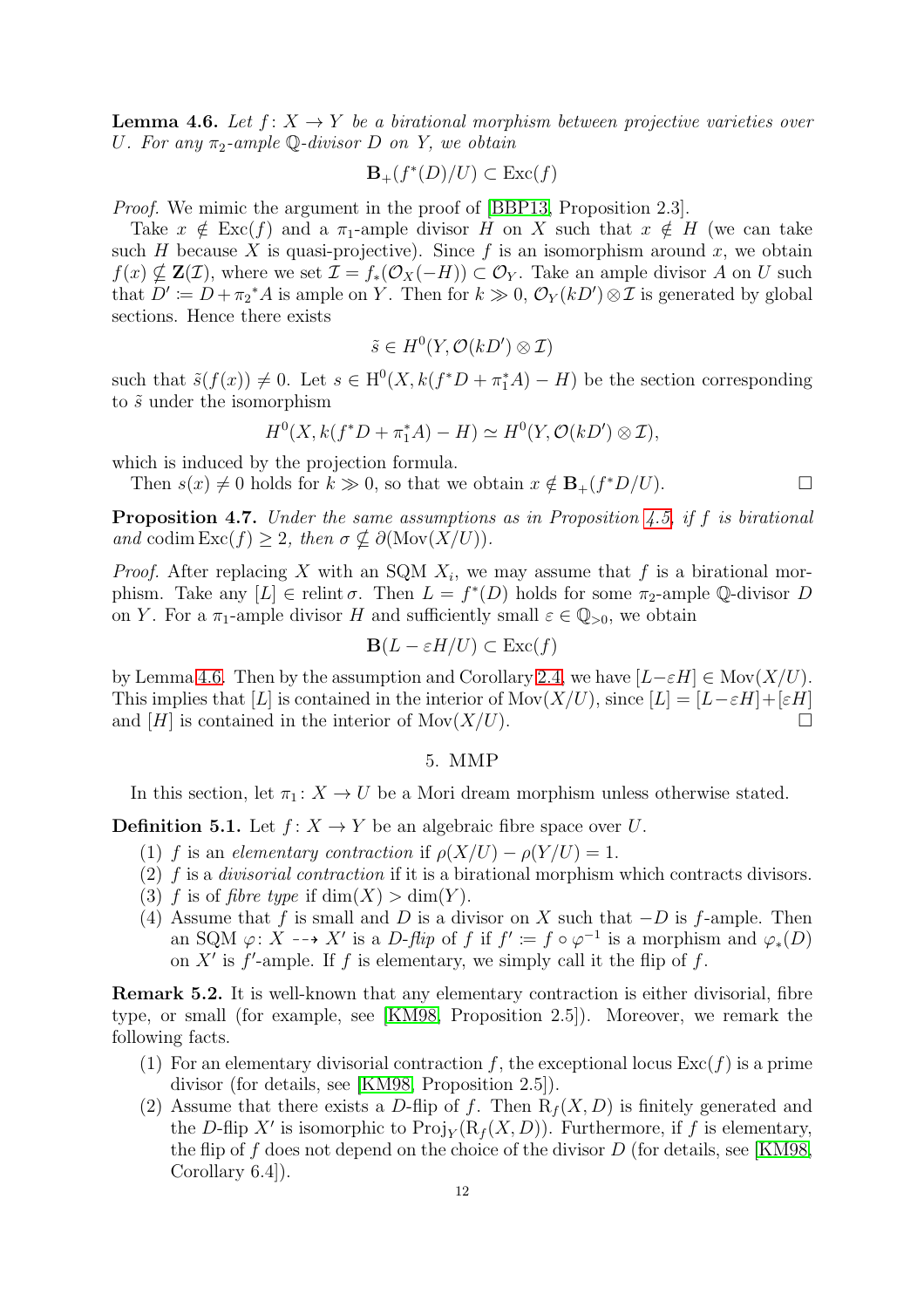**Lemma 4.6.** *Let $f\colon X \to Y$ be a birational morphism between projective varieties over $U$. For any $\pi_2$-ample $\mathbb{Q}$-divisor $D$ on $Y$, we obtain*

$$\mathbf{B}_+(f^*(D)/U) \subset \operatorname{Exc}(f)$$

*Proof.* We mimic the argument in the proof of [BBP13, Proposition 2.3].

Take $x \notin \operatorname{Exc}(f)$ and a $\pi_1$-ample divisor $H$ on $X$ such that $x \notin H$ (we can take such $H$ because $X$ is quasi-projective). Since $f$ is an isomorphism around $x$, we obtain $f(x) \not\subseteq \mathbf{Z}(\mathcal{I})$, where we set $\mathcal{I} = f_*(\mathcal{O}_X(-H)) \subset \mathcal{O}_Y$. Take an ample divisor $A$ on $U$ such that $D' \coloneqq D + \pi_2{}^*A$ is ample on $Y$. Then for $k \gg 0$, $\mathcal{O}_Y(kD') \otimes \mathcal{I}$ is generated by global sections. Hence there exists

$$\tilde{s} \in H^0(Y, \mathcal{O}(kD') \otimes \mathcal{I})$$

such that $\tilde{s}(f(x)) \neq 0$. Let $s \in \mathrm{H}^0(X, k(f^*D + \pi_1^*A) - H)$ be the section corresponding to $\tilde{s}$ under the isomorphism

$$H^0(X, k(f^*D + \pi_1^*A) - H) \simeq H^0(Y, \mathcal{O}(kD') \otimes \mathcal{I}),$$

which is induced by the projection formula.

Then $s(x) \neq 0$ holds for $k \gg 0$, so that we obtain $x \notin \mathbf{B}_+(f^*D/U)$. $\square$

**Proposition 4.7.** *Under the same assumptions as in Proposition 4.5, if $f$ is birational and $\operatorname{codim}\operatorname{Exc}(f) \geq 2$, then $\sigma \not\subseteq \partial(\operatorname{Mov}(X/U))$.*

*Proof.* After replacing $X$ with an SQM $X_i$, we may assume that $f$ is a birational morphism. Take any $[L] \in \operatorname{relint}\sigma$. Then $L = f^*(D)$ holds for some $\pi_2$-ample $\mathbb{Q}$-divisor $D$ on $Y$. For a $\pi_1$-ample divisor $H$ and sufficiently small $\varepsilon \in \mathbb{Q}_{>0}$, we obtain

$$\mathbf{B}(L - \varepsilon H/U) \subset \operatorname{Exc}(f)$$

by Lemma 4.6. Then by the assumption and Corollary 2.4, we have $[L - \varepsilon H] \in \operatorname{Mov}(X/U)$. This implies that $[L]$ is contained in the interior of $\operatorname{Mov}(X/U)$, since $[L] = [L - \varepsilon H] + [\varepsilon H]$ and $[H]$ is contained in the interior of $\operatorname{Mov}(X/U)$. $\square$

## 5. MMP

In this section, let $\pi_1\colon X \to U$ be a Mori dream morphism unless otherwise stated.

**Definition 5.1.** Let $f\colon X \to Y$ be an algebraic fibre space over $U$.

1. $f$ is an *elementary contraction* if $\rho(X/U) - \rho(Y/U) = 1$.
2. $f$ is a *divisorial contraction* if it is a birational morphism which contracts divisors.
3. $f$ is of *fibre type* if $\dim(X) > \dim(Y)$.
4. Assume that $f$ is small and $D$ is a divisor on $X$ such that $-D$ is $f$-ample. Then an SQM $\varphi\colon X \dashrightarrow X'$ is a *$D$-flip* of $f$ if $f' \coloneqq f \circ \varphi^{-1}$ is a morphism and $\varphi_*(D)$ on $X'$ is $f'$-ample. If $f$ is elementary, we simply call it the flip of $f$.

**Remark 5.2.** It is well-known that any elementary contraction is either divisorial, fibre type, or small (for example, see [KM98, Proposition 2.5]). Moreover, we remark the following facts.

1. For an elementary divisorial contraction $f$, the exceptional locus $\operatorname{Exc}(f)$ is a prime divisor (for details, see [KM98, Proposition 2.5]).
2. Assume that there exists a $D$-flip of $f$. Then $\mathrm{R}_f(X, D)$ is finitely generated and the $D$-flip $X'$ is isomorphic to $\operatorname{Proj}_Y(\mathrm{R}_f(X, D))$. Furthermore, if $f$ is elementary, the flip of $f$ does not depend on the choice of the divisor $D$ (for details, see [KM98, Corollary 6.4]).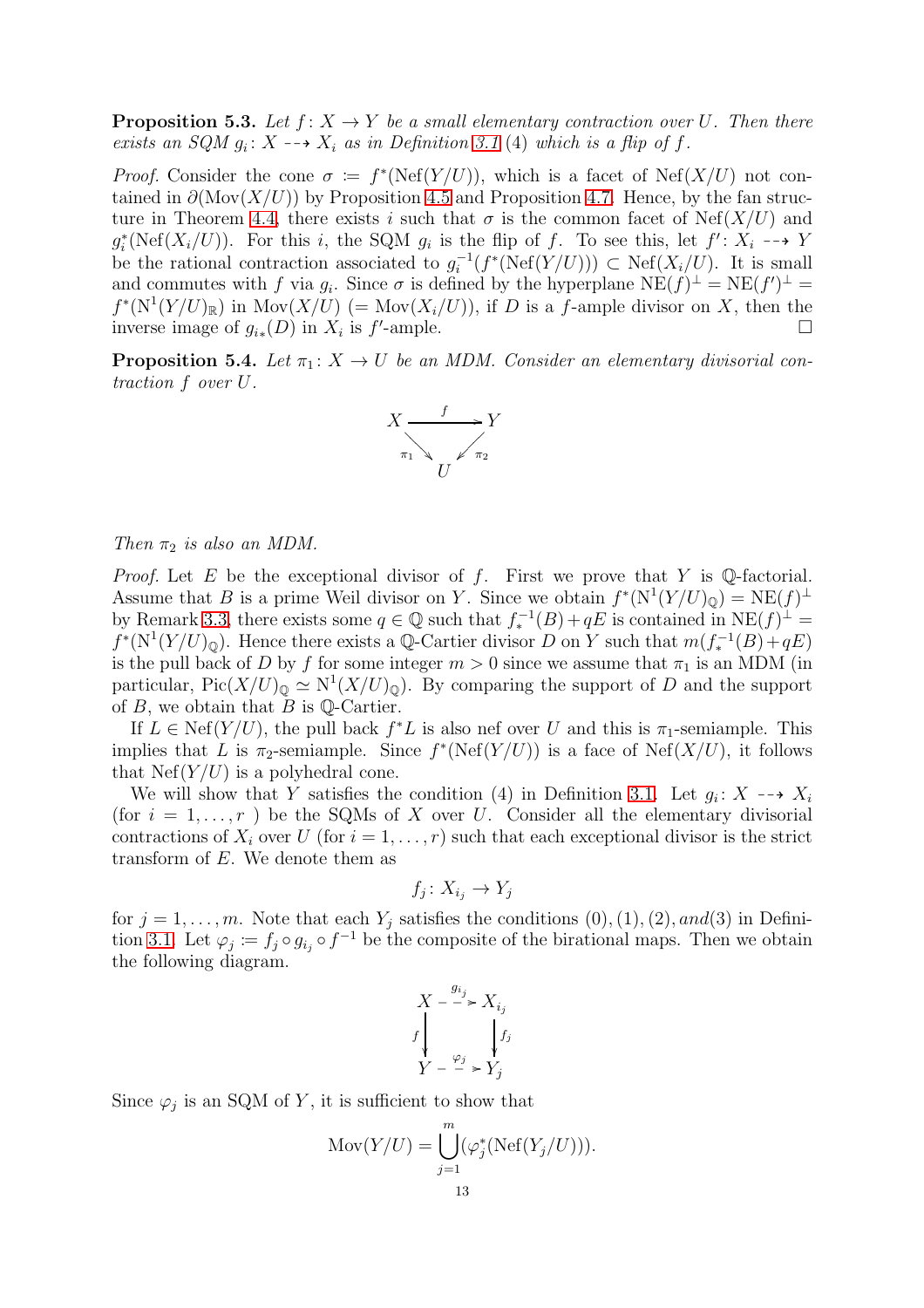**Proposition 5.3.** *Let $f\colon X \to Y$ be a small elementary contraction over $U$. Then there exists an SQM $g_i\colon X \dashrightarrow X_i$ as in Definition 3.1 (4) which is a flip of $f$.*

*Proof.* Consider the cone $\sigma := f^*(\mathrm{Nef}(Y/U))$, which is a facet of $\mathrm{Nef}(X/U)$ not contained in $\partial(\mathrm{Mov}(X/U))$ by Proposition 4.5 and Proposition 4.7. Hence, by the fan structure in Theorem 4.4, there exists $i$ such that $\sigma$ is the common facet of $\mathrm{Nef}(X/U)$ and $g_i^*(\mathrm{Nef}(X_i/U))$. For this $i$, the SQM $g_i$ is the flip of $f$. To see this, let $f'\colon X_i \dashrightarrow Y$ be the rational contraction associated to $g_i^{-1}(f^*(\mathrm{Nef}(Y/U))) \subset \mathrm{Nef}(X_i/U)$. It is small and commutes with $f$ via $g_i$. Since $\sigma$ is defined by the hyperplane $\mathrm{NE}(f)^\perp = \mathrm{NE}(f')^\perp = f^*(\mathrm{N}^1(Y/U)_\mathbb{R})$ in $\mathrm{Mov}(X/U)$ $(= \mathrm{Mov}(X_i/U))$, if $D$ is a $f$-ample divisor on $X$, then the inverse image of $g_{i*}(D)$ in $X_i$ is $f'$-ample. $\square$

**Proposition 5.4.** *Let $\pi_1\colon X \to U$ be an MDM. Consider an elementary divisorial contraction $f$ over $U$.*

$$\begin{array}{ccc} X & \xrightarrow{\ f\ } & Y \\ & {\scriptstyle \pi_1}\searrow \quad \swarrow{\scriptstyle \pi_2} & \\ & U & \end{array}$$

*Then $\pi_2$ is also an MDM.*

*Proof.* Let $E$ be the exceptional divisor of $f$. First we prove that $Y$ is $\mathbb{Q}$-factorial. Assume that $B$ is a prime Weil divisor on $Y$. Since we obtain $f^*(\mathrm{N}^1(Y/U)_\mathbb{Q}) = \mathrm{NE}(f)^\perp$ by Remark 3.3, there exists some $q \in \mathbb{Q}$ such that $f_*^{-1}(B) + qE$ is contained in $\mathrm{NE}(f)^\perp = f^*(\mathrm{N}^1(Y/U)_\mathbb{Q})$. Hence there exists a $\mathbb{Q}$-Cartier divisor $D$ on $Y$ such that $m(f_*^{-1}(B) + qE)$ is the pull back of $D$ by $f$ for some integer $m > 0$ since we assume that $\pi_1$ is an MDM (in particular, $\mathrm{Pic}(X/U)_\mathbb{Q} \simeq \mathrm{N}^1(X/U)_\mathbb{Q}$). By comparing the support of $D$ and the support of $B$, we obtain that $B$ is $\mathbb{Q}$-Cartier.

If $L \in \mathrm{Nef}(Y/U)$, the pull back $f^*L$ is also nef over $U$ and this is $\pi_1$-semiample. This implies that $L$ is $\pi_2$-semiample. Since $f^*(\mathrm{Nef}(Y/U))$ is a face of $\mathrm{Nef}(X/U)$, it follows that $\mathrm{Nef}(Y/U)$ is a polyhedral cone.

We will show that $Y$ satisfies the condition (4) in Definition 3.1. Let $g_i\colon X \dashrightarrow X_i$ (for $i = 1, \ldots, r$ ) be the SQMs of $X$ over $U$. Consider all the elementary divisorial contractions of $X_i$ over $U$ (for $i = 1, \ldots, r$) such that each exceptional divisor is the strict transform of $E$. We denote them as

$$f_j\colon X_{i_j} \to Y_j$$

for $j = 1, \ldots, m$. Note that each $Y_j$ satisfies the conditions $(0), (1), (2), and (3)$ in Definition 3.1. Let $\varphi_j := f_j \circ g_{i_j} \circ f^{-1}$ be the composite of the birational maps. Then we obtain the following diagram.

$$\begin{array}{ccc} X & \overset{g_{i_j}}{\dashrightarrow} & X_{i_j} \\ {\scriptstyle f}\downarrow & & \downarrow{\scriptstyle f_j} \\ Y & \overset{\varphi_j}{\dashrightarrow} & Y_j \end{array}$$

Since $\varphi_j$ is an SQM of $Y$, it is sufficient to show that

$$\mathrm{Mov}(Y/U) = \bigcup_{j=1}^{m} (\varphi_j^*(\mathrm{Nef}(Y_j/U))).$$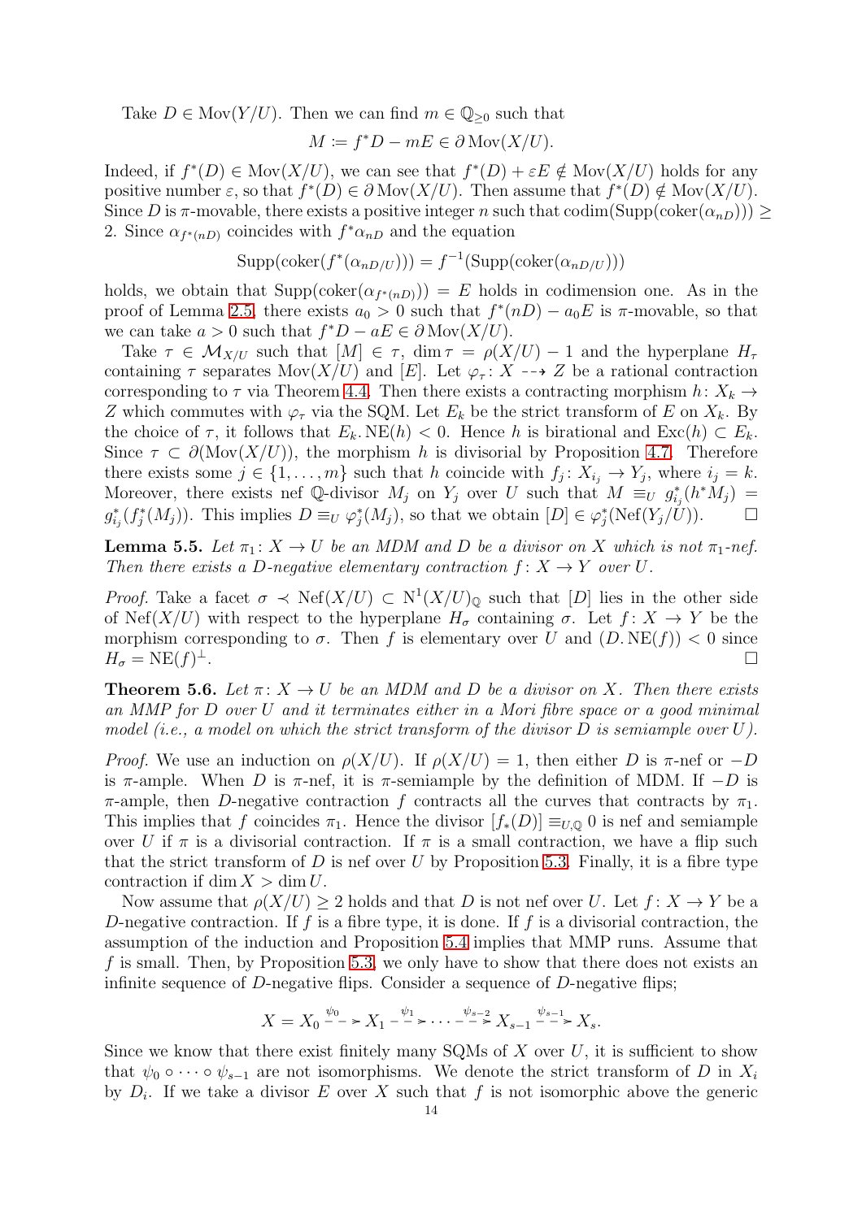Take $D \in \operatorname{Mov}(Y/U)$. Then we can find $m \in \mathbb{Q}_{\geq 0}$ such that

$$M \coloneqq f^*D - mE \in \partial \operatorname{Mov}(X/U).$$

Indeed, if $f^*(D) \in \operatorname{Mov}(X/U)$, we can see that $f^*(D) + \varepsilon E \notin \operatorname{Mov}(X/U)$ holds for any positive number $\varepsilon$, so that $f^*(D) \in \partial \operatorname{Mov}(X/U)$. Then assume that $f^*(D) \notin \operatorname{Mov}(X/U)$. Since $D$ is $\pi$-movable, there exists a positive integer $n$ such that $\operatorname{codim}(\operatorname{Supp}(\operatorname{coker}(\alpha_{nD}))) \geq 2$. Since $\alpha_{f^*(nD)}$ coincides with $f^*\alpha_{nD}$ and the equation

$$\operatorname{Supp}(\operatorname{coker}(f^*(\alpha_{nD/U}))) = f^{-1}(\operatorname{Supp}(\operatorname{coker}(\alpha_{nD/U})))$$

holds, we obtain that $\operatorname{Supp}(\operatorname{coker}(\alpha_{f^*(nD)})) = E$ holds in codimension one. As in the proof of Lemma 2.5, there exists $a_0 > 0$ such that $f^*(nD) - a_0E$ is $\pi$-movable, so that we can take $a > 0$ such that $f^*D - aE \in \partial \operatorname{Mov}(X/U)$.

Take $\tau \in \mathcal{M}_{X/U}$ such that $[M] \in \tau$, $\dim \tau = \rho(X/U) - 1$ and the hyperplane $H_\tau$ containing $\tau$ separates $\operatorname{Mov}(X/U)$ and $[E]$. Let $\varphi_\tau \colon X \dashrightarrow Z$ be a rational contraction corresponding to $\tau$ via Theorem 4.4. Then there exists a contracting morphism $h \colon X_k \to Z$ which commutes with $\varphi_\tau$ via the SQM. Let $E_k$ be the strict transform of $E$ on $X_k$. By the choice of $\tau$, it follows that $E_k.\operatorname{NE}(h) < 0$. Hence $h$ is birational and $\operatorname{Exc}(h) \subset E_k$. Since $\tau \subset \partial(\operatorname{Mov}(X/U))$, the morphism $h$ is divisorial by Proposition 4.7. Therefore there exists some $j \in \{1, \ldots, m\}$ such that $h$ coincide with $f_j \colon X_{i_j} \to Y_j$, where $i_j = k$. Moreover, there exists nef $\mathbb{Q}$-divisor $M_j$ on $Y_j$ over $U$ such that $M \equiv_U g_{i_j}^*(h^*M_j) = g_{i_j}^*(f_j^*(M_j))$. This implies $D \equiv_U \varphi_j^*(M_j)$, so that we obtain $[D] \in \varphi_j^*(\operatorname{Nef}(Y_j/U))$. $\square$

**Lemma 5.5.** *Let $\pi_1 \colon X \to U$ be an MDM and $D$ be a divisor on $X$ which is not $\pi_1$-nef. Then there exists a $D$-negative elementary contraction $f \colon X \to Y$ over $U$.*

*Proof.* Take a facet $\sigma \prec \operatorname{Nef}(X/U) \subset \mathrm{N}^1(X/U)_{\mathbb{Q}}$ such that $[D]$ lies in the other side of $\operatorname{Nef}(X/U)$ with respect to the hyperplane $H_\sigma$ containing $\sigma$. Let $f \colon X \to Y$ be the morphism corresponding to $\sigma$. Then $f$ is elementary over $U$ and $(D.\operatorname{NE}(f)) < 0$ since $H_\sigma = \operatorname{NE}(f)^\perp$. $\square$

**Theorem 5.6.** *Let $\pi \colon X \to U$ be an MDM and $D$ be a divisor on $X$. Then there exists an MMP for $D$ over $U$ and it terminates either in a Mori fibre space or a good minimal model (i.e., a model on which the strict transform of the divisor $D$ is semiample over $U$).*

*Proof.* We use an induction on $\rho(X/U)$. If $\rho(X/U) = 1$, then either $D$ is $\pi$-nef or $-D$ is $\pi$-ample. When $D$ is $\pi$-nef, it is $\pi$-semiample by the definition of MDM. If $-D$ is $\pi$-ample, then $D$-negative contraction $f$ contracts all the curves that contracts by $\pi_1$. This implies that $f$ coincides $\pi_1$. Hence the divisor $[f_*(D)] \equiv_{U,\mathbb{Q}} 0$ is nef and semiample over $U$ if $\pi$ is a divisorial contraction. If $\pi$ is a small contraction, we have a flip such that the strict transform of $D$ is nef over $U$ by Proposition 5.3. Finally, it is a fibre type contraction if $\dim X > \dim U$.

Now assume that $\rho(X/U) \geq 2$ holds and that $D$ is not nef over $U$. Let $f \colon X \to Y$ be a $D$-negative contraction. If $f$ is a fibre type, it is done. If $f$ is a divisorial contraction, the assumption of the induction and Proposition 5.4 implies that MMP runs. Assume that $f$ is small. Then, by Proposition 5.3, we only have to show that there does not exists an infinite sequence of $D$-negative flips. Consider a sequence of $D$-negative flips;

$$X = X_0 \overset{\psi_0}{\dashrightarrow} X_1 \overset{\psi_1}{\dashrightarrow} \cdots \overset{\psi_{s-2}}{\dashrightarrow} X_{s-1} \overset{\psi_{s-1}}{\dashrightarrow} X_s.$$

Since we know that there exist finitely many SQMs of $X$ over $U$, it is sufficient to show that $\psi_0 \circ \cdots \circ \psi_{s-1}$ are not isomorphisms. We denote the strict transform of $D$ in $X_i$ by $D_i$. If we take a divisor $E$ over $X$ such that $f$ is not isomorphic above the generic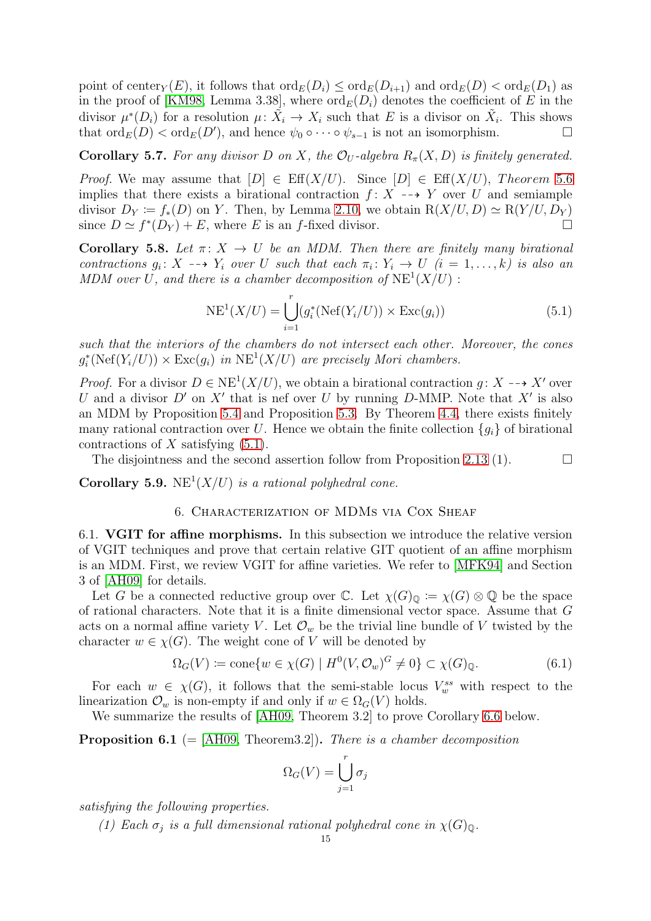point of $\mathrm{center}_Y(E)$, it follows that $\mathrm{ord}_E(D_i) \le \mathrm{ord}_E(D_{i+1})$ and $\mathrm{ord}_E(D) < \mathrm{ord}_E(D_1)$ as in the proof of [KM98, Lemma 3.38], where $\mathrm{ord}_E(D_i)$ denotes the coefficient of $E$ in the divisor $\mu^*(D_i)$ for a resolution $\mu\colon \tilde{X}_i \to X_i$ such that $E$ is a divisor on $\tilde{X}_i$. This shows that $\mathrm{ord}_E(D) < \mathrm{ord}_E(D')$, and hence $\psi_0 \circ \cdots \circ \psi_{s-1}$ is not an isomorphism. □

**Corollary 5.7.** *For any divisor $D$ on $X$, the $\mathcal{O}_U$-algebra $R_\pi(X, D)$ is finitely generated.*

*Proof.* We may assume that $[D] \in \mathrm{Eff}(X/U)$. Since $[D] \in \mathrm{Eff}(X/U)$, *Theorem* 5.6 implies that there exists a birational contraction $f\colon X \dashrightarrow Y$ over $U$ and semiample divisor $D_Y := f_*(D)$ on $Y$. Then, by Lemma 2.10, we obtain $\mathrm{R}(X/U, D) \simeq \mathrm{R}(Y/U, D_Y)$ since $D \simeq f^*(D_Y) + E$, where $E$ is an $f$-fixed divisor. □

**Corollary 5.8.** *Let $\pi\colon X \to U$ be an MDM. Then there are finitely many birational contractions $g_i\colon X \dashrightarrow Y_i$ over $U$ such that each $\pi_i\colon Y_i \to U$ $(i = 1, \dots, k)$ is also an MDM over $U$, and there is a chamber decomposition of $\mathrm{NE}^1(X/U)$ :*

$$\mathrm{NE}^1(X/U) = \bigcup_{i=1}^{r} (g_i^*(\mathrm{Nef}(Y_i/U)) \times \mathrm{Exc}(g_i)) \tag{5.1}$$

*such that the interiors of the chambers do not intersect each other. Moreover, the cones $g_i^*(\mathrm{Nef}(Y_i/U)) \times \mathrm{Exc}(g_i)$ in $\mathrm{NE}^1(X/U)$ are precisely Mori chambers.*

*Proof.* For a divisor $D \in \mathrm{NE}^1(X/U)$, we obtain a birational contraction $g\colon X \dashrightarrow X'$ over $U$ and a divisor $D'$ on $X'$ that is nef over $U$ by running $D$-MMP. Note that $X'$ is also an MDM by Proposition 5.4 and Proposition 5.3. By Theorem 4.4, there exists finitely many rational contraction over $U$. Hence we obtain the finite collection $\{g_i\}$ of birational contractions of $X$ satisfying (5.1).

The disjointness and the second assertion follow from Proposition 2.13 (1). □

**Corollary 5.9.** *$\mathrm{NE}^1(X/U)$ is a rational polyhedral cone.*

## 6. Characterization of MDMs via Cox Sheaf

6.1. **VGIT for affine morphisms.** In this subsection we introduce the relative version of VGIT techniques and prove that certain relative GIT quotient of an affine morphism is an MDM. First, we review VGIT for affine varieties. We refer to [MFK94] and Section 3 of [AH09] for details.

Let $G$ be a connected reductive group over $\mathbb{C}$. Let $\chi(G)_{\mathbb{Q}} := \chi(G) \otimes \mathbb{Q}$ be the space of rational characters. Note that it is a finite dimensional vector space. Assume that $G$ acts on a normal affine variety $V$. Let $\mathcal{O}_w$ be the trivial line bundle of $V$ twisted by the character $w \in \chi(G)$. The weight cone of $V$ will be denoted by

$$\Omega_G(V) := \mathrm{cone}\{w \in \chi(G) \mid H^0(V, \mathcal{O}_w)^G \neq 0\} \subset \chi(G)_{\mathbb{Q}}. \tag{6.1}$$

For each $w \in \chi(G)$, it follows that the semi-stable locus $V_w^{ss}$ with respect to the linearization $\mathcal{O}_w$ is non-empty if and only if $w \in \Omega_G(V)$ holds.

We summarize the results of [AH09, Theorem 3.2] to prove Corollary 6.6 below.

**Proposition 6.1** (= [AH09, Theorem3.2])**.** *There is a chamber decomposition*

$$\Omega_G(V) = \bigcup_{j=1}^{r} \sigma_j$$

*satisfying the following properties.*

*(1) Each $\sigma_j$ is a full dimensional rational polyhedral cone in $\chi(G)_{\mathbb{Q}}$.*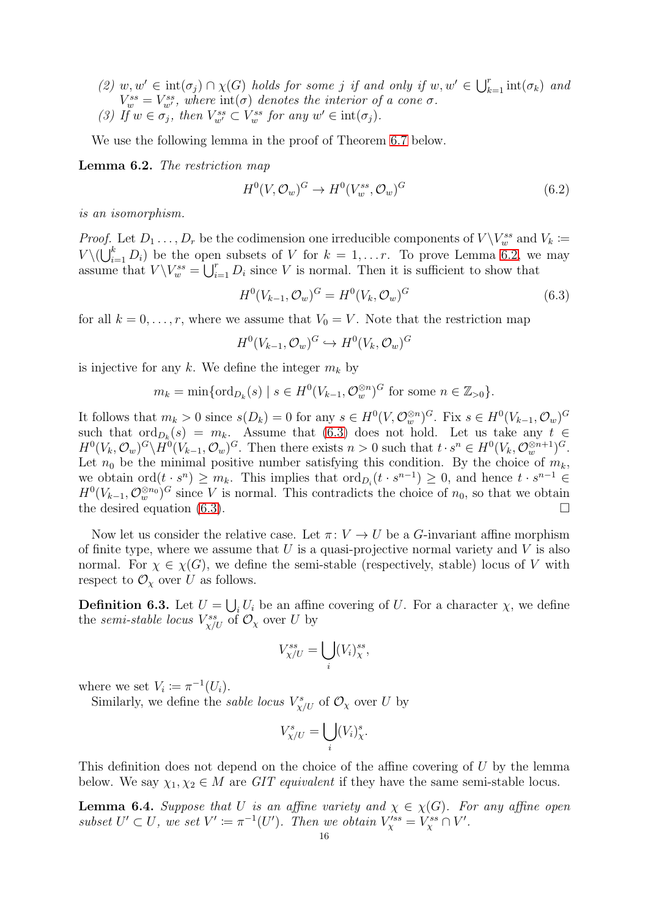(2) $w, w' \in \operatorname{int}(\sigma_j) \cap \chi(G)$ *holds for some* $j$ *if and only if* $w, w' \in \bigcup_{k=1}^{r} \operatorname{int}(\sigma_k)$ *and* $V_w^{ss} = V_{w'}^{ss}$, *where* $\operatorname{int}(\sigma)$ *denotes the interior of a cone* $\sigma$.

(3) *If* $w \in \sigma_j$, *then* $V_{w'}^{ss} \subset V_w^{ss}$ *for any* $w' \in \operatorname{int}(\sigma_j)$.

We use the following lemma in the proof of Theorem 6.7 below.

**Lemma 6.2.** *The restriction map*

$$H^0(V, \mathcal{O}_w)^G \to H^0(V_w^{ss}, \mathcal{O}_w)^G \tag{6.2}$$

*is an isomorphism.*

*Proof.* Let $D_1 \ldots, D_r$ be the codimension one irreducible components of $V \backslash V_w^{ss}$ and $V_k := V \backslash (\bigcup_{i=1}^{k} D_i)$ be the open subsets of $V$ for $k = 1, \ldots r$. To prove Lemma 6.2, we may assume that $V \backslash V_w^{ss} = \bigcup_{i=1}^{r} D_i$ since $V$ is normal. Then it is sufficient to show that

$$H^0(V_{k-1}, \mathcal{O}_w)^G = H^0(V_k, \mathcal{O}_w)^G \tag{6.3}$$

for all $k = 0, \ldots, r$, where we assume that $V_0 = V$. Note that the restriction map

$$H^0(V_{k-1}, \mathcal{O}_w)^G \hookrightarrow H^0(V_k, \mathcal{O}_w)^G$$

is injective for any $k$. We define the integer $m_k$ by

$$m_k = \min\{\operatorname{ord}_{D_k}(s) \mid s \in H^0(V_{k-1}, \mathcal{O}_w^{\otimes n})^G \text{ for some } n \in \mathbb{Z}_{>0}\}.$$

It follows that $m_k > 0$ since $s(D_k) = 0$ for any $s \in H^0(V, \mathcal{O}_w^{\otimes n})^G$. Fix $s \in H^0(V_{k-1}, \mathcal{O}_w)^G$ such that $\operatorname{ord}_{D_k}(s) = m_k$. Assume that (6.3) does not hold. Let us take any $t \in H^0(V_k, \mathcal{O}_w)^G \backslash H^0(V_{k-1}, \mathcal{O}_w)^G$. Then there exists $n > 0$ such that $t \cdot s^n \in H^0(V_k, \mathcal{O}_w^{\otimes n+1})^G$. Let $n_0$ be the minimal positive number satisfying this condition. By the choice of $m_k$, we obtain $\operatorname{ord}(t \cdot s^n) \geq m_k$. This implies that $\operatorname{ord}_{D_i}(t \cdot s^{n-1}) \geq 0$, and hence $t \cdot s^{n-1} \in H^0(V_{k-1}, \mathcal{O}_w^{\otimes n_0})^G$ since $V$ is normal. This contradicts the choice of $n_0$, so that we obtain the desired equation (6.3). $\square$

Now let us consider the relative case. Let $\pi \colon V \to U$ be a $G$-invariant affine morphism of finite type, where we assume that $U$ is a quasi-projective normal variety and $V$ is also normal. For $\chi \in \chi(G)$, we define the semi-stable (respectively, stable) locus of $V$ with respect to $\mathcal{O}_\chi$ over $U$ as follows.

**Definition 6.3.** Let $U = \bigcup_i U_i$ be an affine covering of $U$. For a character $\chi$, we define the *semi-stable locus* $V_{\chi/U}^{ss}$ of $\mathcal{O}_\chi$ over $U$ by

$$V_{\chi/U}^{ss} = \bigcup_i (V_i)_\chi^{ss},$$

where we set $V_i := \pi^{-1}(U_i)$.

Similarly, we define the *sable locus* $V_{\chi/U}^{s}$ of $\mathcal{O}_\chi$ over $U$ by

$$V_{\chi/U}^{s} = \bigcup_i (V_i)_\chi^{s}.$$

This definition does not depend on the choice of the affine covering of $U$ by the lemma below. We say $\chi_1, \chi_2 \in M$ are *GIT equivalent* if they have the same semi-stable locus.

**Lemma 6.4.** *Suppose that* $U$ *is an affine variety and* $\chi \in \chi(G)$. *For any affine open subset* $U' \subset U$, *we set* $V' := \pi^{-1}(U')$. *Then we obtain* $V_\chi'^{ss} = V_\chi^{ss} \cap V'$.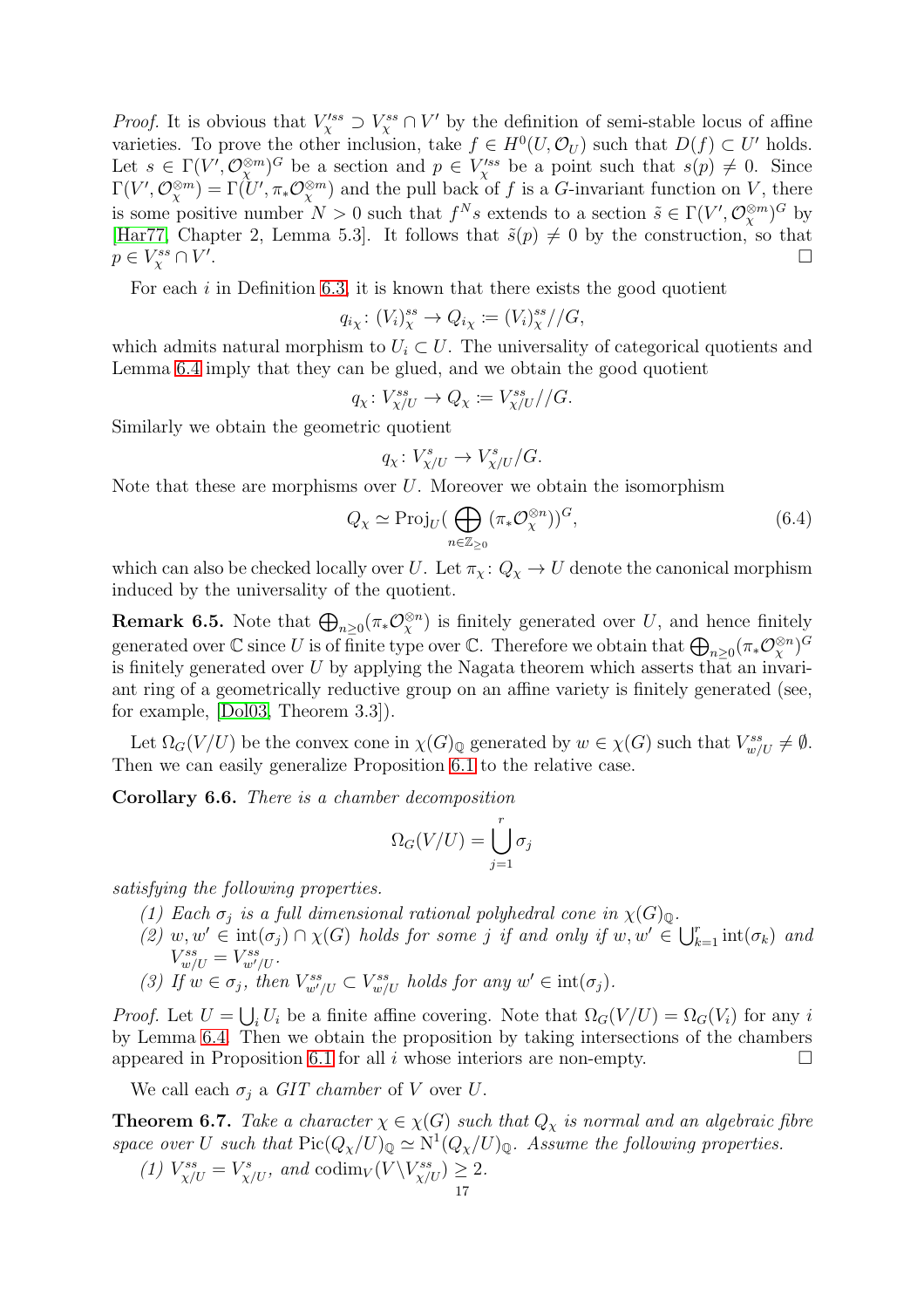*Proof.* It is obvious that $V'^{ss}_{\chi} \supset V^{ss}_{\chi} \cap V'$ by the definition of semi-stable locus of affine varieties. To prove the other inclusion, take $f \in H^0(U, \mathcal{O}_U)$ such that $D(f) \subset U'$ holds. Let $s \in \Gamma(V', \mathcal{O}_{\chi}^{\otimes m})^G$ be a section and $p \in V'^{ss}_{\chi}$ be a point such that $s(p) \neq 0$. Since $\Gamma(V', \mathcal{O}_{\chi}^{\otimes m}) = \Gamma(U', \pi_* \mathcal{O}_{\chi}^{\otimes m})$ and the pull back of $f$ is a $G$-invariant function on $V$, there is some positive number $N > 0$ such that $f^N s$ extends to a section $\tilde{s} \in \Gamma(V', \mathcal{O}_{\chi}^{\otimes m})^G$ by [Har77, Chapter 2, Lemma 5.3]. It follows that $\tilde{s}(p) \neq 0$ by the construction, so that $p \in V^{ss}_{\chi} \cap V'$. $\square$

For each $i$ in Definition 6.3, it is known that there exists the good quotient

$$q_{i_\chi} \colon (V_i)^{ss}_{\chi} \to Q_{i_\chi} \coloneqq (V_i)^{ss}_{\chi} /\!/ G,$$

which admits natural morphism to $U_i \subset U$. The universality of categorical quotients and Lemma 6.4 imply that they can be glued, and we obtain the good quotient

$$q_{\chi} \colon V^{ss}_{\chi/U} \to Q_{\chi} \coloneqq V^{ss}_{\chi/U} /\!/ G.$$

Similarly we obtain the geometric quotient

$$q_{\chi} \colon V^{s}_{\chi/U} \to V^{s}_{\chi/U} / G.$$

Note that these are morphisms over $U$. Moreover we obtain the isomorphism

$$Q_{\chi} \simeq \mathrm{Proj}_U \Big( \bigoplus_{n \in \mathbb{Z}_{\geq 0}} (\pi_* \mathcal{O}_{\chi}^{\otimes n}) \Big)^G, \tag{6.4}$$

which can also be checked locally over $U$. Let $\pi_{\chi} \colon Q_{\chi} \to U$ denote the canonical morphism induced by the universality of the quotient.

**Remark 6.5.** Note that $\bigoplus_{n \geq 0} (\pi_* \mathcal{O}_{\chi}^{\otimes n})$ is finitely generated over $U$, and hence finitely generated over $\mathbb{C}$ since $U$ is of finite type over $\mathbb{C}$. Therefore we obtain that $\bigoplus_{n \geq 0} (\pi_* \mathcal{O}_{\chi}^{\otimes n})^G$ is finitely generated over $U$ by applying the Nagata theorem which asserts that an invariant ring of a geometrically reductive group on an affine variety is finitely generated (see, for example, [Dol03, Theorem 3.3]).

Let $\Omega_G(V/U)$ be the convex cone in $\chi(G)_{\mathbb{Q}}$ generated by $w \in \chi(G)$ such that $V^{ss}_{w/U} \neq \emptyset$. Then we can easily generalize Proposition 6.1 to the relative case.

**Corollary 6.6.** *There is a chamber decomposition*

$$\Omega_G(V/U) = \bigcup_{j=1}^{r} \sigma_j$$

*satisfying the following properties.*

*(1) Each $\sigma_j$ is a full dimensional rational polyhedral cone in $\chi(G)_{\mathbb{Q}}$.*
*(2) $w, w' \in \mathrm{int}(\sigma_j) \cap \chi(G)$ holds for some $j$ if and only if $w, w' \in \bigcup_{k=1}^{r} \mathrm{int}(\sigma_k)$ and $V^{ss}_{w/U} = V^{ss}_{w'/U}$.*
*(3) If $w \in \sigma_j$, then $V^{ss}_{w'/U} \subset V^{ss}_{w/U}$ holds for any $w' \in \mathrm{int}(\sigma_j)$.*

*Proof.* Let $U = \bigcup_i U_i$ be a finite affine covering. Note that $\Omega_G(V/U) = \Omega_G(V_i)$ for any $i$ by Lemma 6.4. Then we obtain the proposition by taking intersections of the chambers appeared in Proposition 6.1 for all $i$ whose interiors are non-empty. $\square$

We call each $\sigma_j$ a *GIT chamber* of $V$ over $U$.

**Theorem 6.7.** *Take a character $\chi \in \chi(G)$ such that $Q_{\chi}$ is normal and an algebraic fibre space over $U$ such that $\mathrm{Pic}(Q_{\chi}/U)_{\mathbb{Q}} \simeq \mathrm{N}^1(Q_{\chi}/U)_{\mathbb{Q}}$. Assume the following properties.*

*(1) $V^{ss}_{\chi/U} = V^{s}_{\chi/U}$, and $\mathrm{codim}_V(V \backslash V^{ss}_{\chi/U}) \geq 2$.*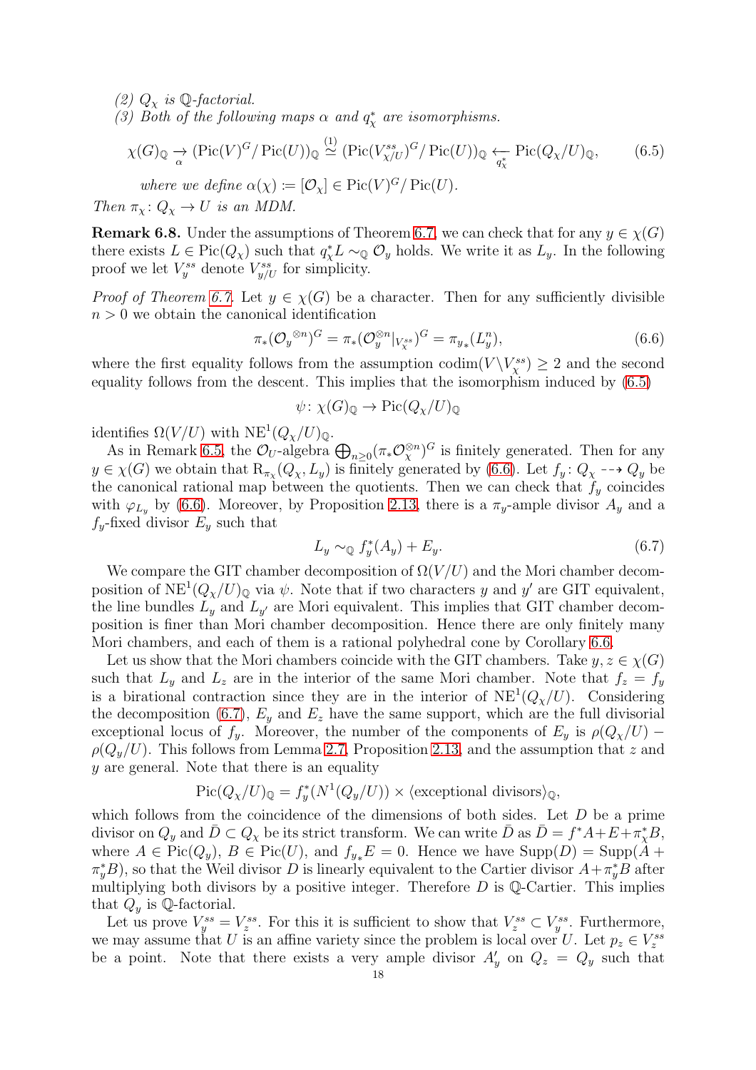*(2) $Q_\chi$ is $\mathbb{Q}$-factorial.*

*(3) Both of the following maps $\alpha$ and $q_\chi^*$ are isomorphisms.*

$$\chi(G)_\mathbb{Q} \underset{\alpha}{\to} (\mathrm{Pic}(V)^G/\mathrm{Pic}(U))_\mathbb{Q} \overset{(1)}{\simeq} (\mathrm{Pic}(V^{ss}_{\chi/U})^G/\mathrm{Pic}(U))_\mathbb{Q} \underset{q_\chi^*}{\leftarrow} \mathrm{Pic}(Q_\chi/U)_\mathbb{Q}, \tag{6.5}$$

*where we define $\alpha(\chi) := [\mathcal{O}_\chi] \in \mathrm{Pic}(V)^G/\mathrm{Pic}(U)$.*

*Then $\pi_\chi\colon Q_\chi \to U$ is an MDM.*

**Remark 6.8.** Under the assumptions of Theorem 6.7, we can check that for any $y \in \chi(G)$ there exists $L \in \mathrm{Pic}(Q_\chi)$ such that $q_\chi^* L \sim_\mathbb{Q} \mathcal{O}_y$ holds. We write it as $L_y$. In the following proof we let $V_y^{ss}$ denote $V_{y/U}^{ss}$ for simplicity.

*Proof of Theorem 6.7.* Let $y \in \chi(G)$ be a character. Then for any sufficiently divisible $n > 0$ we obtain the canonical identification

$$\pi_*(\mathcal{O}_y{}^{\otimes n})^G = \pi_*(\mathcal{O}_y^{\otimes n}|_{V_\chi^{ss}})^G = \pi_{y*}(L_y^n), \tag{6.6}$$

where the first equality follows from the assumption $\mathrm{codim}(V\backslash V_\chi^{ss}) \geq 2$ and the second equality follows from the descent. This implies that the isomorphism induced by (6.5)

$$\psi\colon \chi(G)_\mathbb{Q} \to \mathrm{Pic}(Q_\chi/U)_\mathbb{Q}$$

identifies $\Omega(V/U)$ with $\mathrm{NE}^1(Q_\chi/U)_\mathbb{Q}$.

As in Remark 6.5, the $\mathcal{O}_U$-algebra $\bigoplus_{n\geq 0}(\pi_*\mathcal{O}_\chi^{\otimes n})^G$ is finitely generated. Then for any $y \in \chi(G)$ we obtain that $\mathrm{R}_{\pi_\chi}(Q_\chi, L_y)$ is finitely generated by (6.6). Let $f_y\colon Q_\chi \dashrightarrow Q_y$ be the canonical rational map between the quotients. Then we can check that $f_y$ coincides with $\varphi_{L_y}$ by (6.6). Moreover, by Proposition 2.13, there is a $\pi_y$-ample divisor $A_y$ and a $f_y$-fixed divisor $E_y$ such that

$$L_y \sim_\mathbb{Q} f_y^*(A_y) + E_y. \tag{6.7}$$

We compare the GIT chamber decomposition of $\Omega(V/U)$ and the Mori chamber decomposition of $\mathrm{NE}^1(Q_\chi/U)_\mathbb{Q}$ via $\psi$. Note that if two characters $y$ and $y'$ are GIT equivalent, the line bundles $L_y$ and $L_{y'}$ are Mori equivalent. This implies that GIT chamber decomposition is finer than Mori chamber decomposition. Hence there are only finitely many Mori chambers, and each of them is a rational polyhedral cone by Corollary 6.6.

Let us show that the Mori chambers coincide with the GIT chambers. Take $y, z \in \chi(G)$ such that $L_y$ and $L_z$ are in the interior of the same Mori chamber. Note that $f_z = f_y$ is a birational contraction since they are in the interior of $\mathrm{NE}^1(Q_\chi/U)$. Considering the decomposition (6.7), $E_y$ and $E_z$ have the same support, which are the full divisorial exceptional locus of $f_y$. Moreover, the number of the components of $E_y$ is $\rho(Q_\chi/U) - \rho(Q_y/U)$. This follows from Lemma 2.7, Proposition 2.13, and the assumption that $z$ and $y$ are general. Note that there is an equality

$$\mathrm{Pic}(Q_\chi/U)_\mathbb{Q} = f_y^*(N^1(Q_y/U)) \times \langle \text{exceptional divisors} \rangle_\mathbb{Q},$$

which follows from the coincidence of the dimensions of both sides. Let $D$ be a prime divisor on $Q_y$ and $\bar{D} \subset Q_\chi$ be its strict transform. We can write $\bar{D}$ as $\bar{D} = f^*A + E + \pi_\chi^* B$, where $A \in \mathrm{Pic}(Q_y)$, $B \in \mathrm{Pic}(U)$, and $f_{y*}E = 0$. Hence we have $\mathrm{Supp}(D) = \mathrm{Supp}(A + \pi_y^* B)$, so that the Weil divisor $D$ is linearly equivalent to the Cartier divisor $A + \pi_y^* B$ after multiplying both divisors by a positive integer. Therefore $D$ is $\mathbb{Q}$-Cartier. This implies that $Q_y$ is $\mathbb{Q}$-factorial.

Let us prove $V_y^{ss} = V_z^{ss}$. For this it is sufficient to show that $V_z^{ss} \subset V_y^{ss}$. Furthermore, we may assume that $U$ is an affine variety since the problem is local over $U$. Let $p_z \in V_z^{ss}$ be a point. Note that there exists a very ample divisor $A_y'$ on $Q_z = Q_y$ such that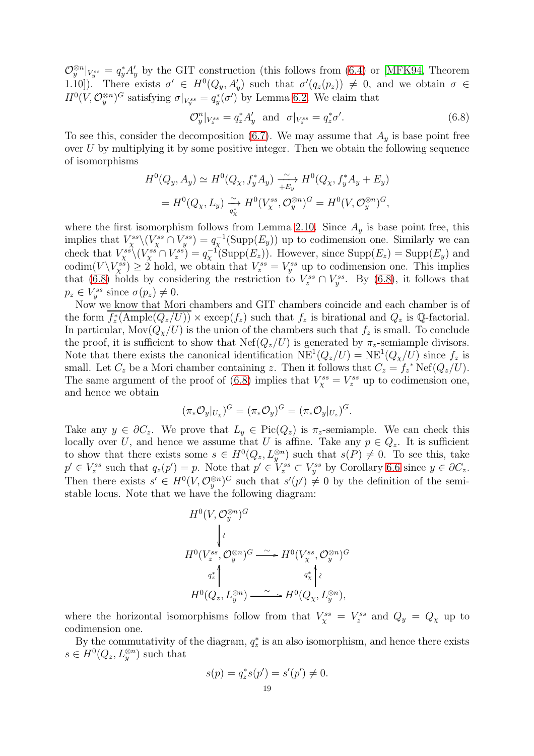$\mathcal{O}_y^{\otimes n}|_{V_y^{ss}} = q_y^* A'_y$ by the GIT construction (this follows from (6.4) or [MFK94, Theorem 1.10]). There exists $\sigma' \in H^0(Q_y, A'_y)$ such that $\sigma'(q_z(p_z)) \neq 0$, and we obtain $\sigma \in H^0(V, \mathcal{O}_y^{\otimes n})^G$ satisfying $\sigma|_{V_y^{ss}} = q_y^*(\sigma')$ by Lemma 6.2. We claim that

$$\mathcal{O}_y^n|_{V_z^{ss}} = q_z^* A'_y \text{ and } \sigma|_{V_z^{ss}} = q_z^* \sigma'. \tag{6.8}$$

To see this, consider the decomposition (6.7). We may assume that $A_y$ is base point free over $U$ by multiplying it by some positive integer. Then we obtain the following sequence of isomorphisms

$$\begin{aligned} H^0(Q_y, A_y) &\simeq H^0(Q_\chi, f_y^* A_y) \xrightarrow[+E_y]{\sim} H^0(Q_\chi, f_y^* A_y + E_y) \\ &= H^0(Q_\chi, L_y) \xrightarrow[q_\chi^*]{\sim} H^0(V_\chi^{ss}, \mathcal{O}_y^{\otimes n})^G = H^0(V, \mathcal{O}_y^{\otimes n})^G, \end{aligned}$$

where the first isomorphism follows from Lemma 2.10. Since $A_y$ is base point free, this implies that $V_\chi^{ss} \backslash (V_\chi^{ss} \cap V_y^{ss}) = q_\chi^{-1}(\mathrm{Supp}(E_y))$ up to codimension one. Similarly we can check that $V_\chi^{ss} \backslash (V_\chi^{ss} \cap V_z^{ss}) = q_\chi^{-1}(\mathrm{Supp}(E_z))$. However, since $\mathrm{Supp}(E_z) = \mathrm{Supp}(E_y)$ and $\mathrm{codim}(V \backslash V_\chi^{ss}) \geq 2$ hold, we obtain that $V_z^{ss} = V_y^{ss}$ up to codimension one. This implies that (6.8) holds by considering the restriction to $V_z^{ss} \cap V_y^{ss}$. By (6.8), it follows that $p_z \in V_y^{ss}$ since $\sigma(p_z) \neq 0$.

Now we know that Mori chambers and GIT chambers coincide and each chamber is of the form $\overline{f_z^*(\mathrm{Ample}(Q_z/U))} \times \mathrm{excep}(f_z)$ such that $f_z$ is birational and $Q_z$ is $\mathbb{Q}$-factorial. In particular, $\mathrm{Mov}(Q_\chi/U)$ is the union of the chambers such that $f_z$ is small. To conclude the proof, it is sufficient to show that $\mathrm{Nef}(Q_z/U)$ is generated by $\pi_z$-semiample divisors. Note that there exists the canonical identification $\mathrm{NE}^1(Q_z/U) = \mathrm{NE}^1(Q_\chi/U)$ since $f_z$ is small. Let $C_z$ be a Mori chamber containing $z$. Then it follows that $C_z = {f_z}^* \mathrm{Nef}(Q_z/U)$. The same argument of the proof of (6.8) implies that $V_\chi^{ss} = V_z^{ss}$ up to codimension one, and hence we obtain

$$(\pi_* \mathcal{O}_y|_{U_\chi})^G = (\pi_* \mathcal{O}_y)^G = (\pi_* \mathcal{O}_y|_{U_z})^G.$$

Take any $y \in \partial C_z$. We prove that $L_y \in \mathrm{Pic}(Q_z)$ is $\pi_z$-semiample. We can check this locally over $U$, and hence we assume that $U$ is affine. Take any $p \in Q_z$. It is sufficient to show that there exists some $s \in H^0(Q_z, L_y^{\otimes n})$ such that $s(P) \neq 0$. To see this, take $p' \in V_z^{ss}$ such that $q_z(p') = p$. Note that $p' \in V_z^{ss} \subset V_y^{ss}$ by Corollary 6.6 since $y \in \partial C_z$. Then there exists $s' \in H^0(V, \mathcal{O}_y^{\otimes n})^G$ such that $s'(p') \neq 0$ by the definition of the semi-stable locus. Note that we have the following diagram:

$$\begin{array}{ccc} H^0(V, \mathcal{O}_y^{\otimes n})^G & & \\ \downarrow \wr & & \\ H^0(V_z^{ss}, \mathcal{O}_y^{\otimes n})^G & \xrightarrow{\sim} & H^0(V_\chi^{ss}, \mathcal{O}_y^{\otimes n})^G \\ \uparrow q_z^* & & \uparrow q_\chi^* \wr \\ H^0(Q_z, L_y^{\otimes n}) & \xrightarrow{\sim} & H^0(Q_\chi, L_y^{\otimes n}), \end{array}$$

where the horizontal isomorphisms follow from that $V_\chi^{ss} = V_z^{ss}$ and $Q_y = Q_\chi$ up to codimension one.

By the commutativity of the diagram, $q_z^*$ is an also isomorphism, and hence there exists $s \in H^0(Q_z, L_y^{\otimes n})$ such that

$$s(p) = q_z^* s(p') = s'(p') \neq 0.$$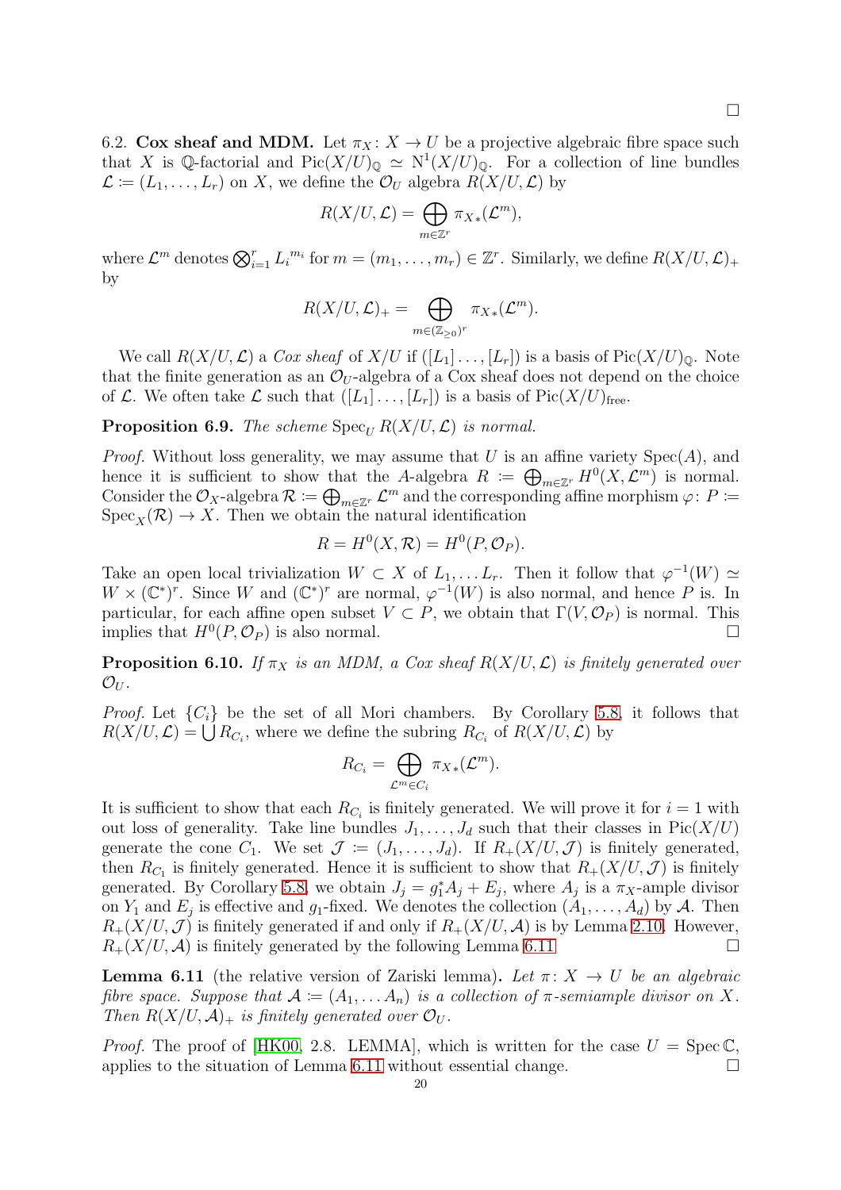□

**6.2. Cox sheaf and MDM.** Let $\pi_X\colon X \to U$ be a projective algebraic fibre space such that $X$ is $\mathbb{Q}$-factorial and $\mathrm{Pic}(X/U)_{\mathbb{Q}} \simeq \mathrm{N}^1(X/U)_{\mathbb{Q}}$. For a collection of line bundles $\mathcal{L} \coloneqq (L_1, \dots, L_r)$ on $X$, we define the $\mathcal{O}_U$ algebra $R(X/U, \mathcal{L})$ by

$$R(X/U, \mathcal{L}) = \bigoplus_{m \in \mathbb{Z}^r} \pi_{X*}(\mathcal{L}^m),$$

where $\mathcal{L}^m$ denotes $\bigotimes_{i=1}^r L_i^{m_i}$ for $m = (m_1, \dots, m_r) \in \mathbb{Z}^r$. Similarly, we define $R(X/U, \mathcal{L})_+$ by

$$R(X/U, \mathcal{L})_+ = \bigoplus_{m \in (\mathbb{Z}_{\geq 0})^r} \pi_{X*}(\mathcal{L}^m).$$

We call $R(X/U, \mathcal{L})$ a *Cox sheaf* of $X/U$ if $([L_1] \dots, [L_r])$ is a basis of $\mathrm{Pic}(X/U)_{\mathbb{Q}}$. Note that the finite generation as an $\mathcal{O}_U$-algebra of a Cox sheaf does not depend on the choice of $\mathcal{L}$. We often take $\mathcal{L}$ such that $([L_1] \dots, [L_r])$ is a basis of $\mathrm{Pic}(X/U)_{\mathrm{free}}$.

**Proposition 6.9.** *The scheme* $\mathrm{Spec}_U\, R(X/U, \mathcal{L})$ *is normal.*

*Proof.* Without loss generality, we may assume that $U$ is an affine variety $\mathrm{Spec}(A)$, and hence it is sufficient to show that the $A$-algebra $R \coloneqq \bigoplus_{m \in \mathbb{Z}^r} H^0(X, \mathcal{L}^m)$ is normal. Consider the $\mathcal{O}_X$-algebra $\mathcal{R} \coloneqq \bigoplus_{m \in \mathbb{Z}^r} \mathcal{L}^m$ and the corresponding affine morphism $\varphi\colon P \coloneqq \mathrm{Spec}_X(\mathcal{R}) \to X$. Then we obtain the natural identification

$$R = H^0(X, \mathcal{R}) = H^0(P, \mathcal{O}_P).$$

Take an open local trivialization $W \subset X$ of $L_1, \dots L_r$. Then it follow that $\varphi^{-1}(W) \simeq W \times (\mathbb{C}^*)^r$. Since $W$ and $(\mathbb{C}^*)^r$ are normal, $\varphi^{-1}(W)$ is also normal, and hence $P$ is. In particular, for each affine open subset $V \subset P$, we obtain that $\Gamma(V, \mathcal{O}_P)$ is normal. This implies that $H^0(P, \mathcal{O}_P)$ is also normal. □

**Proposition 6.10.** *If $\pi_X$ is an MDM, a Cox sheaf $R(X/U, \mathcal{L})$ is finitely generated over $\mathcal{O}_U$.*

*Proof.* Let $\{C_i\}$ be the set of all Mori chambers. By Corollary 5.8, it follows that $R(X/U, \mathcal{L}) = \bigcup R_{C_i}$, where we define the subring $R_{C_i}$ of $R(X/U, \mathcal{L})$ by

$$R_{C_i} = \bigoplus_{\mathcal{L}^m \in C_i} \pi_{X*}(\mathcal{L}^m).$$

It is sufficient to show that each $R_{C_i}$ is finitely generated. We will prove it for $i = 1$ with out loss of generality. Take line bundles $J_1, \dots, J_d$ such that their classes in $\mathrm{Pic}(X/U)$ generate the cone $C_1$. We set $\mathcal{J} \coloneqq (J_1, \dots, J_d)$. If $R_+(X/U, \mathcal{J})$ is finitely generated, then $R_{C_1}$ is finitely generated. Hence it is sufficient to show that $R_+(X/U, \mathcal{J})$ is finitely generated. By Corollary 5.8, we obtain $J_j = g_1^* A_j + E_j$, where $A_j$ is a $\pi_X$-ample divisor on $Y_1$ and $E_j$ is effective and $g_1$-fixed. We denotes the collection $(A_1, \dots, A_d)$ by $\mathcal{A}$. Then $R_+(X/U, \mathcal{J})$ is finitely generated if and only if $R_+(X/U, \mathcal{A})$ is by Lemma 2.10. However, $R_+(X/U, \mathcal{A})$ is finitely generated by the following Lemma 6.11 □

**Lemma 6.11** (the relative version of Zariski lemma)**.** *Let $\pi\colon X \to U$ be an algebraic fibre space. Suppose that $\mathcal{A} \coloneqq (A_1, \dots A_n)$ is a collection of $\pi$-semiample divisor on $X$. Then $R(X/U, \mathcal{A})_+$ is finitely generated over $\mathcal{O}_U$.*

*Proof.* The proof of [HK00, 2.8. LEMMA], which is written for the case $U = \mathrm{Spec}\,\mathbb{C}$, applies to the situation of Lemma 6.11 without essential change. □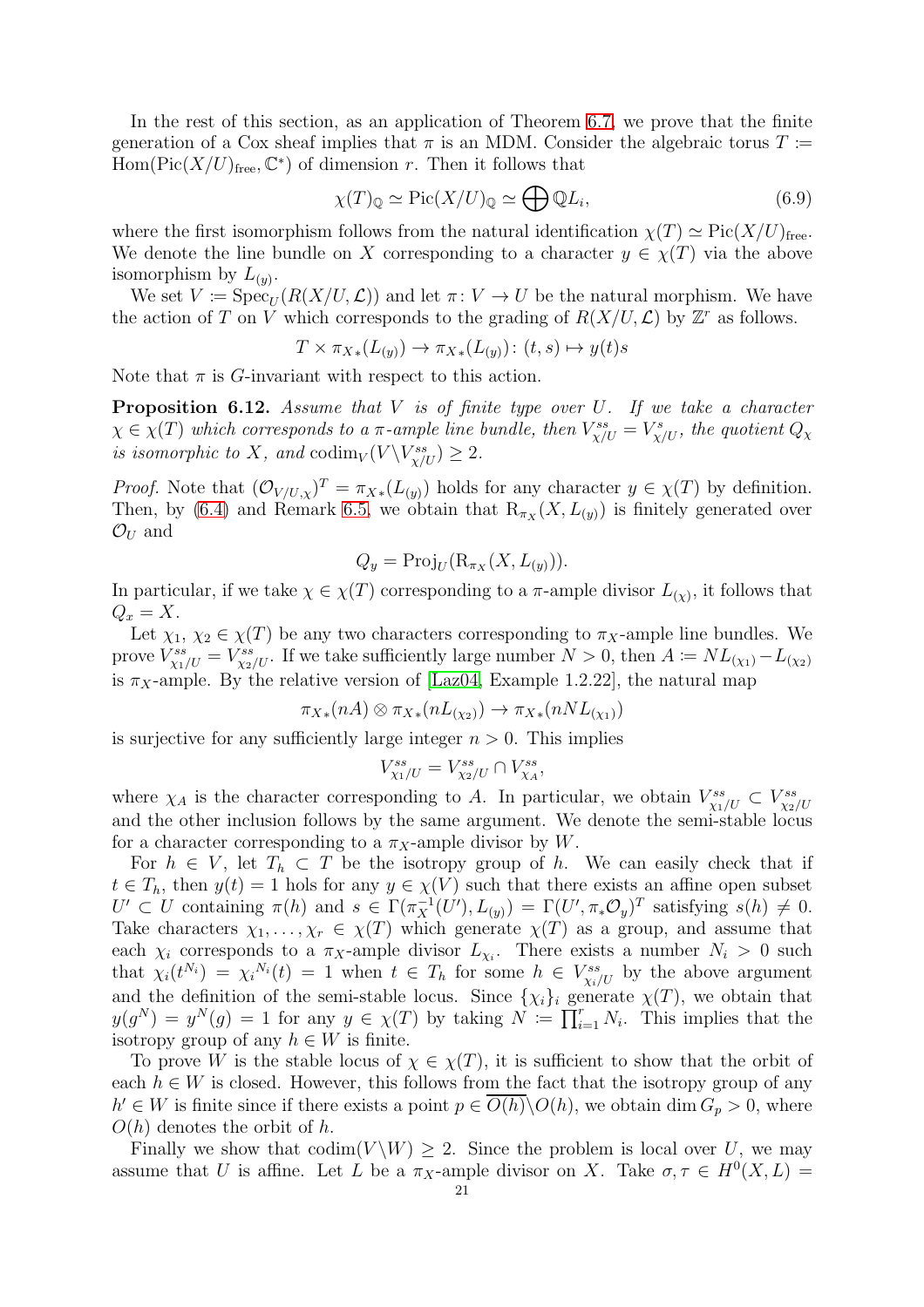In the rest of this section, as an application of Theorem 6.7, we prove that the finite generation of a Cox sheaf implies that $\pi$ is an MDM. Consider the algebraic torus $T := \mathrm{Hom}(\mathrm{Pic}(X/U)_{\mathrm{free}}, \mathbb{C}^*)$ of dimension $r$. Then it follows that

$$\chi(T)_{\mathbb{Q}} \simeq \mathrm{Pic}(X/U)_{\mathbb{Q}} \simeq \bigoplus \mathbb{Q}L_i, \tag{6.9}$$

where the first isomorphism follows from the natural identification $\chi(T) \simeq \mathrm{Pic}(X/U)_{\mathrm{free}}$. We denote the line bundle on $X$ corresponding to a character $y \in \chi(T)$ via the above isomorphism by $L_{(y)}$.

We set $V := \mathrm{Spec}_U(R(X/U, \mathcal{L}))$ and let $\pi\colon V \to U$ be the natural morphism. We have the action of $T$ on $V$ which corresponds to the grading of $R(X/U, \mathcal{L})$ by $\mathbb{Z}^r$ as follows.

$$T \times \pi_{X*}(L_{(y)}) \to \pi_{X*}(L_{(y)})\colon (t, s) \mapsto y(t)s$$

Note that $\pi$ is $G$-invariant with respect to this action.

**Proposition 6.12.** *Assume that $V$ is of finite type over $U$. If we take a character $\chi \in \chi(T)$ which corresponds to a $\pi$-ample line bundle, then $V^{ss}_{\chi/U} = V^{s}_{\chi/U}$, the quotient $Q_\chi$ is isomorphic to $X$, and $\mathrm{codim}_V(V \backslash V^{ss}_{\chi/U}) \geq 2$.*

*Proof.* Note that $(\mathcal{O}_{V/U,\chi})^T = \pi_{X*}(L_{(y)})$ holds for any character $y \in \chi(T)$ by definition. Then, by (6.4) and Remark 6.5, we obtain that $\mathrm{R}_{\pi_X}(X, L_{(y)})$ is finitely generated over $\mathcal{O}_U$ and

$$Q_y = \mathrm{Proj}_U(\mathrm{R}_{\pi_X}(X, L_{(y)})).$$

In particular, if we take $\chi \in \chi(T)$ corresponding to a $\pi$-ample divisor $L_{(\chi)}$, it follows that $Q_x = X$.

Let $\chi_1$, $\chi_2 \in \chi(T)$ be any two characters corresponding to $\pi_X$-ample line bundles. We prove $V^{ss}_{\chi_1/U} = V^{ss}_{\chi_2/U}$. If we take sufficiently large number $N > 0$, then $A := NL_{(\chi_1)} - L_{(\chi_2)}$ is $\pi_X$-ample. By the relative version of [Laz04, Example 1.2.22], the natural map

$$\pi_{X*}(nA) \otimes \pi_{X*}(nL_{(\chi_2)}) \to \pi_{X*}(nNL_{(\chi_1)})$$

is surjective for any sufficiently large integer $n > 0$. This implies

$$V^{ss}_{\chi_1/U} = V^{ss}_{\chi_2/U} \cap V^{ss}_{\chi_A},$$

where $\chi_A$ is the character corresponding to $A$. In particular, we obtain $V^{ss}_{\chi_1/U} \subset V^{ss}_{\chi_2/U}$ and the other inclusion follows by the same argument. We denote the semi-stable locus for a character corresponding to a $\pi_X$-ample divisor by $W$.

For $h \in V$, let $T_h \subset T$ be the isotropy group of $h$. We can easily check that if $t \in T_h$, then $y(t) = 1$ hols for any $y \in \chi(V)$ such that there exists an affine open subset $U' \subset U$ containing $\pi(h)$ and $s \in \Gamma(\pi_X^{-1}(U'), L_{(y)}) = \Gamma(U', \pi_*\mathcal{O}_y)^T$ satisfying $s(h) \neq 0$. Take characters $\chi_1, \ldots, \chi_r \in \chi(T)$ which generate $\chi(T)$ as a group, and assume that each $\chi_i$ corresponds to a $\pi_X$-ample divisor $L_{\chi_i}$. There exists a number $N_i > 0$ such that $\chi_i(t^{N_i}) = {\chi_i}^{N_i}(t) = 1$ when $t \in T_h$ for some $h \in V^{ss}_{\chi_i/U}$ by the above argument and the definition of the semi-stable locus. Since $\{\chi_i\}_i$ generate $\chi(T)$, we obtain that $y(g^N) = y^N(g) = 1$ for any $y \in \chi(T)$ by taking $N := \prod_{i=1}^r N_i$. This implies that the isotropy group of any $h \in W$ is finite.

To prove $W$ is the stable locus of $\chi \in \chi(T)$, it is sufficient to show that the orbit of each $h \in W$ is closed. However, this follows from the fact that the isotropy group of any $h' \in W$ is finite since if there exists a point $p \in \overline{O(h)} \backslash O(h)$, we obtain $\dim G_p > 0$, where $O(h)$ denotes the orbit of $h$.

Finally we show that $\mathrm{codim}(V \backslash W) \geq 2$. Since the problem is local over $U$, we may assume that $U$ is affine. Let $L$ be a $\pi_X$-ample divisor on $X$. Take $\sigma, \tau \in H^0(X, L) =$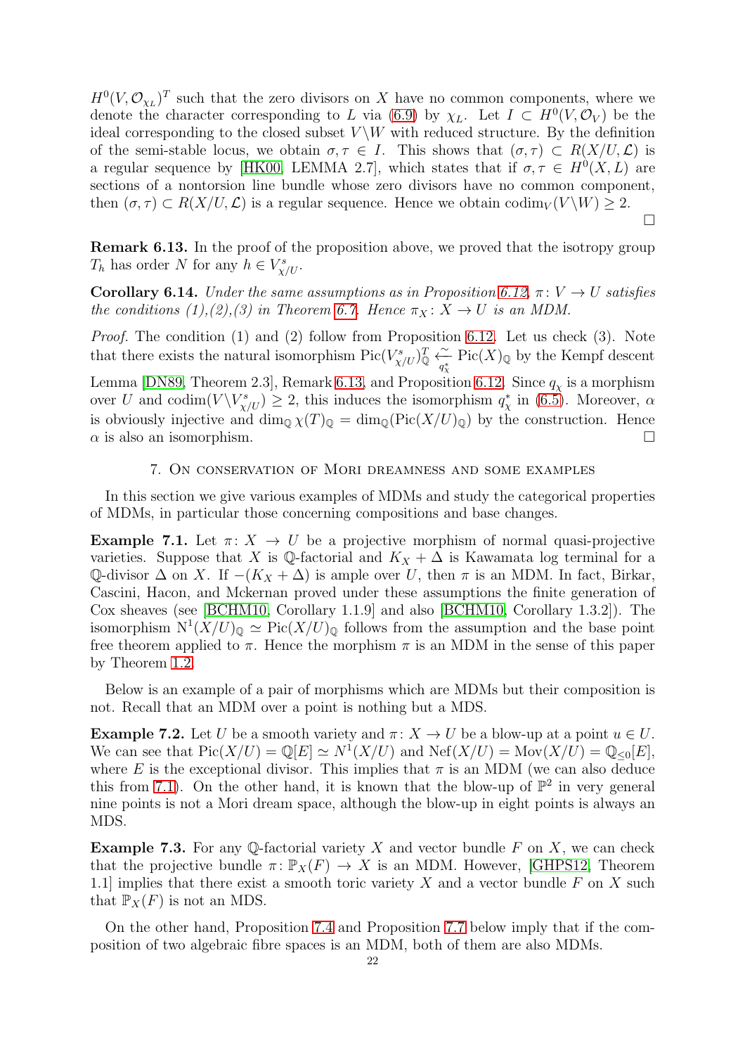$H^0(V, \mathcal{O}_{\chi_L})^T$ such that the zero divisors on $X$ have no common components, where we denote the character corresponding to $L$ via (6.9) by $\chi_L$. Let $I \subset H^0(V, \mathcal{O}_V)$ be the ideal corresponding to the closed subset $V \backslash W$ with reduced structure. By the definition of the semi-stable locus, we obtain $\sigma, \tau \in I$. This shows that $(\sigma, \tau) \subset R(X/U, \mathcal{L})$ is a regular sequence by [HK00, LEMMA 2.7], which states that if $\sigma, \tau \in H^0(X, L)$ are sections of a nontorsion line bundle whose zero divisors have no common component, then $(\sigma, \tau) \subset R(X/U, \mathcal{L})$ is a regular sequence. Hence we obtain $\operatorname{codim}_V(V \backslash W) \geq 2$. □

**Remark 6.13.** In the proof of the proposition above, we proved that the isotropy group $T_h$ has order $N$ for any $h \in V^s_{\chi/U}$.

**Corollary 6.14.** *Under the same assumptions as in Proposition 6.12, $\pi \colon V \to U$ satisfies the conditions (1),(2),(3) in Theorem 6.7. Hence $\pi_X \colon X \to U$ is an MDM.*

*Proof.* The condition (1) and (2) follow from Proposition 6.12. Let us check (3). Note that there exists the natural isomorphism $\operatorname{Pic}(V^s_{\chi/U})^T_{\mathbb{Q}} \xleftarrow[q_\chi^*]{\sim} \operatorname{Pic}(X)_{\mathbb{Q}}$ by the Kempf descent Lemma [DN89, Theorem 2.3], Remark 6.13, and Proposition 6.12. Since $q_\chi$ is a morphism over $U$ and $\operatorname{codim}(V \backslash V^s_{\chi/U}) \geq 2$, this induces the isomorphism $q_\chi^*$ in (6.5). Moreover, $\alpha$ is obviously injective and $\dim_{\mathbb{Q}} \chi(T)_{\mathbb{Q}} = \dim_{\mathbb{Q}}(\operatorname{Pic}(X/U)_{\mathbb{Q}})$ by the construction. Hence $\alpha$ is also an isomorphism. □

## 7. On conservation of Mori dreamness and some examples

In this section we give various examples of MDMs and study the categorical properties of MDMs, in particular those concerning compositions and base changes.

**Example 7.1.** Let $\pi \colon X \to U$ be a projective morphism of normal quasi-projective varieties. Suppose that $X$ is $\mathbb{Q}$-factorial and $K_X + \Delta$ is Kawamata log terminal for a $\mathbb{Q}$-divisor $\Delta$ on $X$. If $-(K_X + \Delta)$ is ample over $U$, then $\pi$ is an MDM. In fact, Birkar, Cascini, Hacon, and Mckernan proved under these assumptions the finite generation of Cox sheaves (see [BCHM10, Corollary 1.1.9] and also [BCHM10, Corollary 1.3.2]). The isomorphism $\mathrm{N}^1(X/U)_{\mathbb{Q}} \simeq \operatorname{Pic}(X/U)_{\mathbb{Q}}$ follows from the assumption and the base point free theorem applied to $\pi$. Hence the morphism $\pi$ is an MDM in the sense of this paper by Theorem 1.2.

Below is an example of a pair of morphisms which are MDMs but their composition is not. Recall that an MDM over a point is nothing but a MDS.

**Example 7.2.** Let $U$ be a smooth variety and $\pi \colon X \to U$ be a blow-up at a point $u \in U$. We can see that $\operatorname{Pic}(X/U) = \mathbb{Q}[E] \simeq N^1(X/U)$ and $\operatorname{Nef}(X/U) = \operatorname{Mov}(X/U) = \mathbb{Q}_{\leq 0}[E]$, where $E$ is the exceptional divisor. This implies that $\pi$ is an MDM (we can also deduce this from 7.1). On the other hand, it is known that the blow-up of $\mathbb{P}^2$ in very general nine points is not a Mori dream space, although the blow-up in eight points is always an MDS.

**Example 7.3.** For any $\mathbb{Q}$-factorial variety $X$ and vector bundle $F$ on $X$, we can check that the projective bundle $\pi \colon \mathbb{P}_X(F) \to X$ is an MDM. However, [GHPS12, Theorem 1.1] implies that there exist a smooth toric variety $X$ and a vector bundle $F$ on $X$ such that $\mathbb{P}_X(F)$ is not an MDS.

On the other hand, Proposition 7.4 and Proposition 7.7 below imply that if the composition of two algebraic fibre spaces is an MDM, both of them are also MDMs.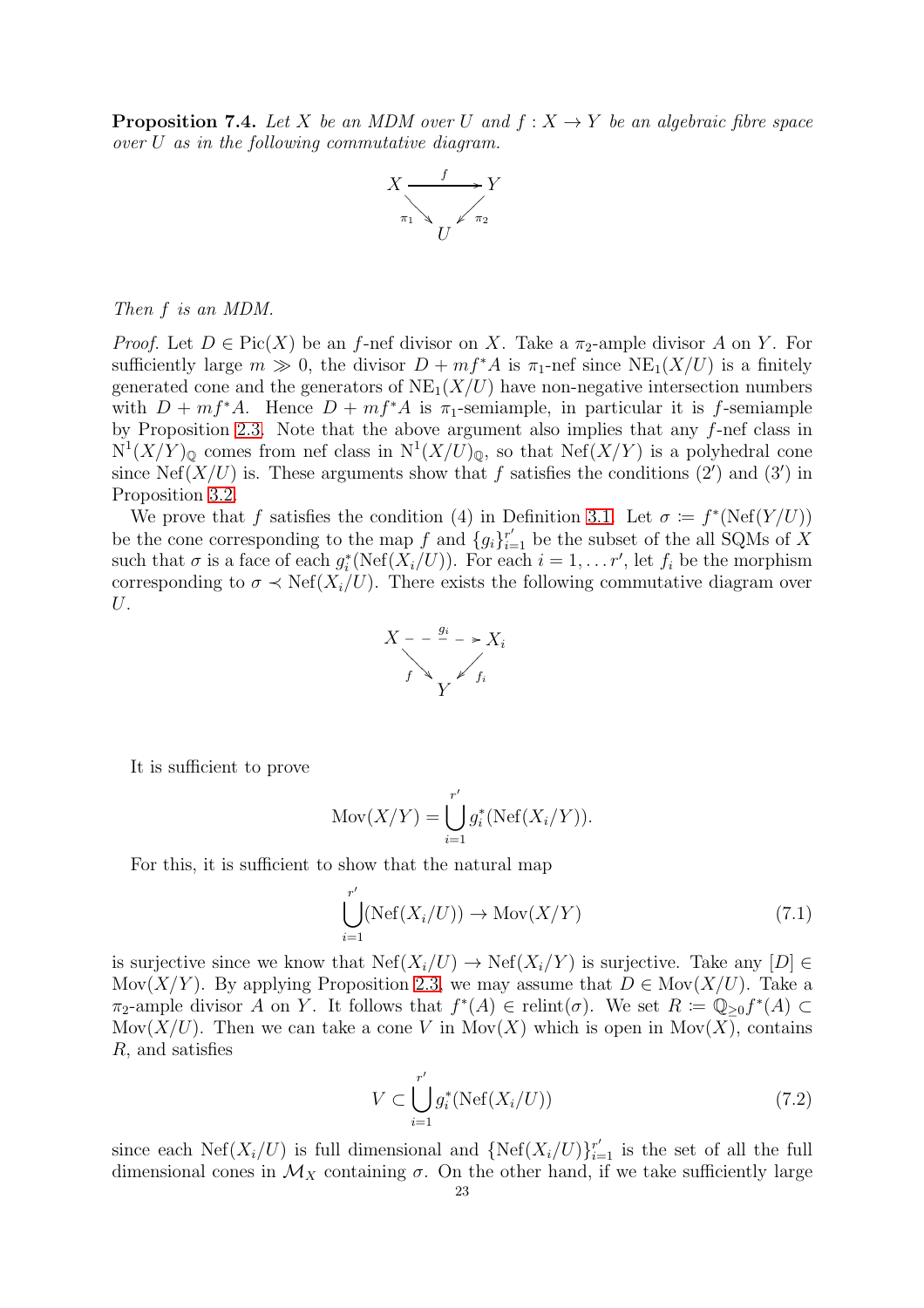**Proposition 7.4.** *Let $X$ be an MDM over $U$ and $f : X \to Y$ be an algebraic fibre space over $U$ as in the following commutative diagram.*

$$\begin{array}{ccc} X & \xrightarrow{f} & Y \\ & {\scriptstyle \pi_1} \searrow \quad \swarrow {\scriptstyle \pi_2} & \\ & U & \end{array}$$

*Then $f$ is an MDM.*

*Proof.* Let $D \in \mathrm{Pic}(X)$ be an $f$-nef divisor on $X$. Take a $\pi_2$-ample divisor $A$ on $Y$. For sufficiently large $m \gg 0$, the divisor $D + mf^*A$ is $\pi_1$-nef since $\mathrm{NE}_1(X/U)$ is a finitely generated cone and the generators of $\mathrm{NE}_1(X/U)$ have non-negative intersection numbers with $D + mf^*A$. Hence $D + mf^*A$ is $\pi_1$-semiample, in particular it is $f$-semiample by Proposition 2.3. Note that the above argument also implies that any $f$-nef class in $\mathrm{N}^1(X/Y)_{\mathbb{Q}}$ comes from nef class in $\mathrm{N}^1(X/U)_{\mathbb{Q}}$, so that $\mathrm{Nef}(X/Y)$ is a polyhedral cone since $\mathrm{Nef}(X/U)$ is. These arguments show that $f$ satisfies the conditions ($2'$) and ($3'$) in Proposition 3.2.

We prove that $f$ satisfies the condition (4) in Definition 3.1. Let $\sigma \coloneqq f^*(\mathrm{Nef}(Y/U))$ be the cone corresponding to the map $f$ and $\{g_i\}_{i=1}^{r'}$ be the subset of the all SQMs of $X$ such that $\sigma$ is a face of each $g_i^*(\mathrm{Nef}(X_i/U))$. For each $i = 1, \dots r'$, let $f_i$ be the morphism corresponding to $\sigma \prec \mathrm{Nef}(X_i/U)$. There exists the following commutative diagram over $U$.

$$\begin{array}{ccc} X & \overset{g_i}{\dashrightarrow} & X_i \\ & {\scriptstyle f} \searrow \quad \swarrow {\scriptstyle f_i} & \\ & Y & \end{array}$$

It is sufficient to prove

$$\mathrm{Mov}(X/Y) = \bigcup_{i=1}^{r'} g_i^*(\mathrm{Nef}(X_i/Y)).$$

For this, it is sufficient to show that the natural map

$$\bigcup_{i=1}^{r'} (\mathrm{Nef}(X_i/U)) \to \mathrm{Mov}(X/Y) \tag{7.1}$$

is surjective since we know that $\mathrm{Nef}(X_i/U) \to \mathrm{Nef}(X_i/Y)$ is surjective. Take any $[D] \in \mathrm{Mov}(X/Y)$. By applying Proposition 2.3, we may assume that $D \in \mathrm{Mov}(X/U)$. Take a $\pi_2$-ample divisor $A$ on $Y$. It follows that $f^*(A) \in \mathrm{relint}(\sigma)$. We set $R \coloneqq \mathbb{Q}_{\geq 0} f^*(A) \subset \mathrm{Mov}(X/U)$. Then we can take a cone $V$ in $\mathrm{Mov}(X)$ which is open in $\mathrm{Mov}(X)$, contains $R$, and satisfies

$$V \subset \bigcup_{i=1}^{r'} g_i^*(\mathrm{Nef}(X_i/U)) \tag{7.2}$$

since each $\mathrm{Nef}(X_i/U)$ is full dimensional and $\{\mathrm{Nef}(X_i/U)\}_{i=1}^{r'}$ is the set of all the full dimensional cones in $\mathcal{M}_X$ containing $\sigma$. On the other hand, if we take sufficiently large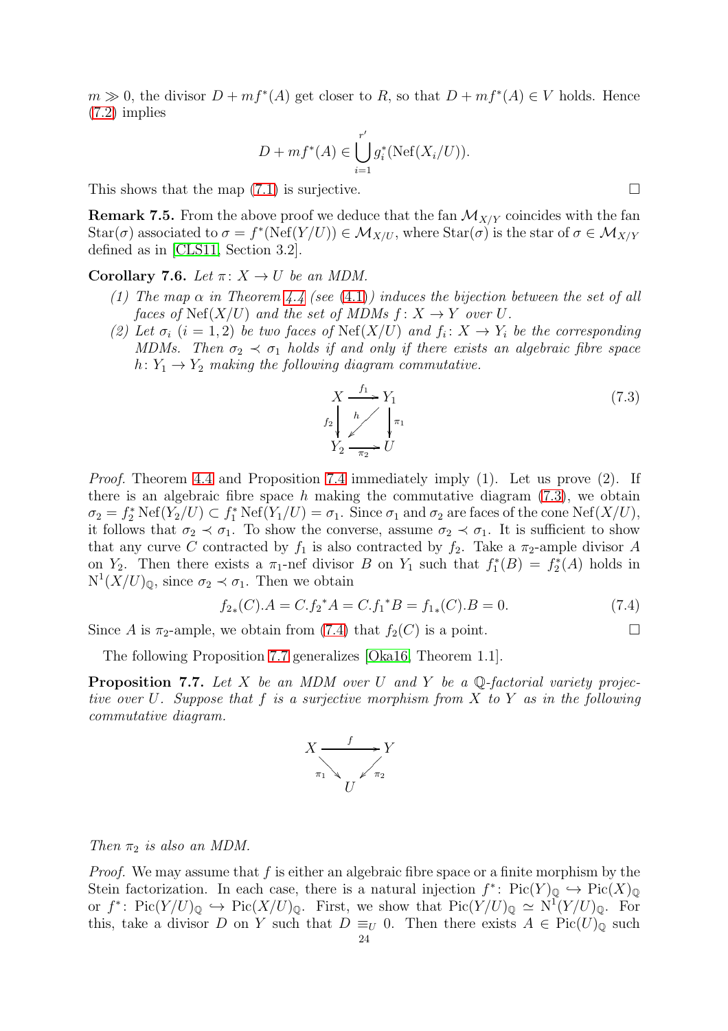$m \gg 0$, the divisor $D + mf^*(A)$ get closer to $R$, so that $D + mf^*(A) \in V$ holds. Hence (7.2) implies

$$D + mf^*(A) \in \bigcup_{i=1}^{r'} g_i^*(\mathrm{Nef}(X_i/U)).$$

This shows that the map (7.1) is surjective. $\square$

**Remark 7.5.** From the above proof we deduce that the fan $\mathcal{M}_{X/Y}$ coincides with the fan $\mathrm{Star}(\sigma)$ associated to $\sigma = f^*(\mathrm{Nef}(Y/U)) \in \mathcal{M}_{X/U}$, where $\mathrm{Star}(\sigma)$ is the star of $\sigma \in \mathcal{M}_{X/Y}$ defined as in [CLS11, Section 3.2].

**Corollary 7.6.** *Let $\pi\colon X \to U$ be an MDM.*

*(1) The map $\alpha$ in Theorem 4.4 (see (4.1)) induces the bijection between the set of all faces of $\mathrm{Nef}(X/U)$ and the set of MDMs $f\colon X \to Y$ over $U$.*

*(2) Let $\sigma_i$ $(i = 1, 2)$ be two faces of $\mathrm{Nef}(X/U)$ and $f_i\colon X \to Y_i$ be the corresponding MDMs. Then $\sigma_2 \prec \sigma_1$ holds if and only if there exists an algebraic fibre space $h\colon Y_1 \to Y_2$ making the following diagram commutative.*

$$\begin{array}{ccc} X & \xrightarrow{f_1} & Y_1 \\ {\scriptstyle f_2}\downarrow & \swarrow{\scriptstyle h} & \downarrow{\scriptstyle \pi_1} \\ Y_2 & \xrightarrow{\pi_2} & U \end{array} \tag{7.3}$$

*Proof.* Theorem 4.4 and Proposition 7.4 immediately imply (1). Let us prove (2). If there is an algebraic fibre space $h$ making the commutative diagram (7.3), we obtain $\sigma_2 = f_2^* \mathrm{Nef}(Y_2/U) \subset f_1^* \mathrm{Nef}(Y_1/U) = \sigma_1$. Since $\sigma_1$ and $\sigma_2$ are faces of the cone $\mathrm{Nef}(X/U)$, it follows that $\sigma_2 \prec \sigma_1$. To show the converse, assume $\sigma_2 \prec \sigma_1$. It is sufficient to show that any curve $C$ contracted by $f_1$ is also contracted by $f_2$. Take a $\pi_2$-ample divisor $A$ on $Y_2$. Then there exists a $\pi_1$-nef divisor $B$ on $Y_1$ such that $f_1^*(B) = f_2^*(A)$ holds in $\mathrm{N}^1(X/U)_{\mathbb{Q}}$, since $\sigma_2 \prec \sigma_1$. Then we obtain

$$f_{2*}(C).A = C.{f_2}^*A = C.{f_1}^*B = f_{1*}(C).B = 0. \tag{7.4}$$

Since $A$ is $\pi_2$-ample, we obtain from (7.4) that $f_2(C)$ is a point. $\square$

The following Proposition 7.7 generalizes [Oka16, Theorem 1.1].

**Proposition 7.7.** *Let $X$ be an MDM over $U$ and $Y$ be a $\mathbb{Q}$-factorial variety projective over $U$. Suppose that $f$ is a surjective morphism from $X$ to $Y$ as in the following commutative diagram.*

$$\begin{array}{ccc} X & \xrightarrow{f} & Y \\ & {\scriptstyle \pi_1}\searrow \quad \swarrow{\scriptstyle \pi_2} & \\ & U & \end{array}$$

*Then $\pi_2$ is also an MDM.*

*Proof.* We may assume that $f$ is either an algebraic fibre space or a finite morphism by the Stein factorization. In each case, there is a natural injection $f^*\colon \mathrm{Pic}(Y)_{\mathbb{Q}} \hookrightarrow \mathrm{Pic}(X)_{\mathbb{Q}}$ or $f^*\colon \mathrm{Pic}(Y/U)_{\mathbb{Q}} \hookrightarrow \mathrm{Pic}(X/U)_{\mathbb{Q}}$. First, we show that $\mathrm{Pic}(Y/U)_{\mathbb{Q}} \simeq \mathrm{N}^1(Y/U)_{\mathbb{Q}}$. For this, take a divisor $D$ on $Y$ such that $D \equiv_U 0$. Then there exists $A \in \mathrm{Pic}(U)_{\mathbb{Q}}$ such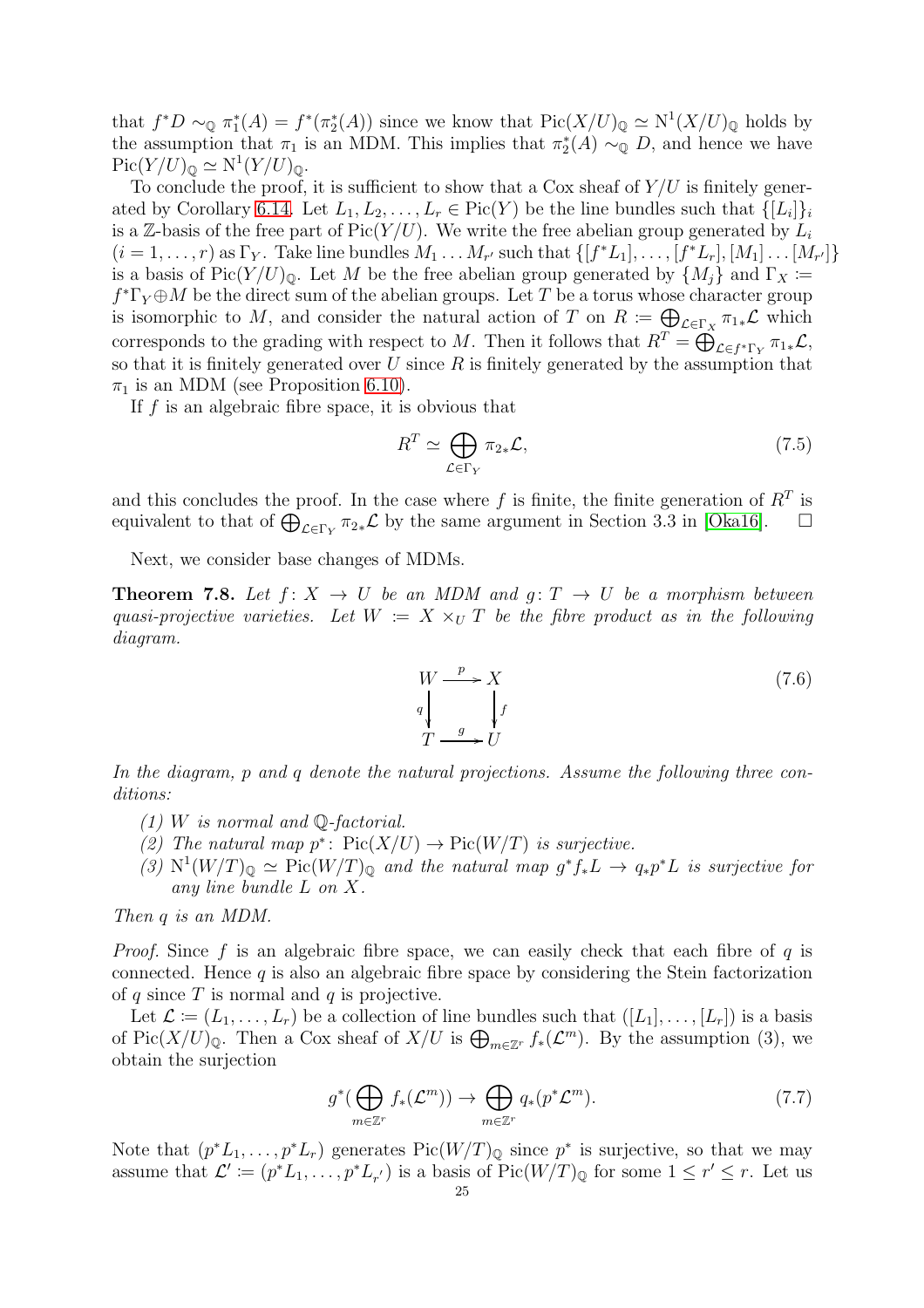that $f^*D \sim_{\mathbb{Q}} \pi_1^*(A) = f^*(\pi_2^*(A))$ since we know that $\mathrm{Pic}(X/U)_{\mathbb{Q}} \simeq \mathrm{N}^1(X/U)_{\mathbb{Q}}$ holds by the assumption that $\pi_1$ is an MDM. This implies that $\pi_2^*(A) \sim_{\mathbb{Q}} D$, and hence we have $\mathrm{Pic}(Y/U)_{\mathbb{Q}} \simeq \mathrm{N}^1(Y/U)_{\mathbb{Q}}$.

To conclude the proof, it is sufficient to show that a Cox sheaf of $Y/U$ is finitely generated by Corollary 6.14. Let $L_1, L_2, \ldots, L_r \in \mathrm{Pic}(Y)$ be the line bundles such that $\{[L_i]\}_i$ is a $\mathbb{Z}$-basis of the free part of $\mathrm{Pic}(Y/U)$. We write the free abelian group generated by $L_i$ $(i = 1, \ldots, r)$ as $\Gamma_Y$. Take line bundles $M_1 \ldots M_{r'}$ such that $\{[f^*L_1], \ldots, [f^*L_r], [M_1] \ldots [M_{r'}]\}$ is a basis of $\mathrm{Pic}(Y/U)_{\mathbb{Q}}$. Let $M$ be the free abelian group generated by $\{M_j\}$ and $\Gamma_X := f^*\Gamma_Y \oplus M$ be the direct sum of the abelian groups. Let $T$ be a torus whose character group is isomorphic to $M$, and consider the natural action of $T$ on $R := \bigoplus_{\mathcal{L} \in \Gamma_X} \pi_{1*}\mathcal{L}$ which corresponds to the grading with respect to $M$. Then it follows that $R^T = \bigoplus_{\mathcal{L} \in f^*\Gamma_Y} \pi_{1*}\mathcal{L}$, so that it is finitely generated over $U$ since $R$ is finitely generated by the assumption that $\pi_1$ is an MDM (see Proposition 6.10).

If $f$ is an algebraic fibre space, it is obvious that

$$R^T \simeq \bigoplus_{\mathcal{L} \in \Gamma_Y} \pi_{2*}\mathcal{L}, \tag{7.5}$$

and this concludes the proof. In the case where $f$ is finite, the finite generation of $R^T$ is equivalent to that of $\bigoplus_{\mathcal{L} \in \Gamma_Y} \pi_{2*}\mathcal{L}$ by the same argument in Section 3.3 in [Oka16]. $\square$

Next, we consider base changes of MDMs.

**Theorem 7.8.** *Let $f\colon X \to U$ be an MDM and $g\colon T \to U$ be a morphism between quasi-projective varieties. Let $W := X \times_U T$ be the fibre product as in the following diagram.*

$$\begin{array}{ccc} W & \xrightarrow{p} & X \\ {\scriptstyle q}\downarrow & & \downarrow{\scriptstyle f} \\ T & \xrightarrow{g} & U \end{array} \tag{7.6}$$

*In the diagram, $p$ and $q$ denote the natural projections. Assume the following three conditions:*

*(1) $W$ is normal and $\mathbb{Q}$-factorial.*

*(2) The natural map $p^*\colon \mathrm{Pic}(X/U) \to \mathrm{Pic}(W/T)$ is surjective.*

*(3) $\mathrm{N}^1(W/T)_{\mathbb{Q}} \simeq \mathrm{Pic}(W/T)_{\mathbb{Q}}$ and the natural map $g^*f_*L \to q_*p^*L$ is surjective for any line bundle $L$ on $X$.*

*Then $q$ is an MDM.*

*Proof.* Since $f$ is an algebraic fibre space, we can easily check that each fibre of $q$ is connected. Hence $q$ is also an algebraic fibre space by considering the Stein factorization of $q$ since $T$ is normal and $q$ is projective.

Let $\mathcal{L} := (L_1, \ldots, L_r)$ be a collection of line bundles such that $([L_1], \ldots, [L_r])$ is a basis of $\mathrm{Pic}(X/U)_{\mathbb{Q}}$. Then a Cox sheaf of $X/U$ is $\bigoplus_{m \in \mathbb{Z}^r} f_*(\mathcal{L}^m)$. By the assumption (3), we obtain the surjection

$$g^*(\bigoplus_{m \in \mathbb{Z}^r} f_*(\mathcal{L}^m)) \to \bigoplus_{m \in \mathbb{Z}^r} q_*(p^*\mathcal{L}^m). \tag{7.7}$$

Note that $(p^*L_1, \ldots, p^*L_r)$ generates $\mathrm{Pic}(W/T)_{\mathbb{Q}}$ since $p^*$ is surjective, so that we may assume that $\mathcal{L}' := (p^*L_1, \ldots, p^*L_{r'})$ is a basis of $\mathrm{Pic}(W/T)_{\mathbb{Q}}$ for some $1 \leq r' \leq r$. Let us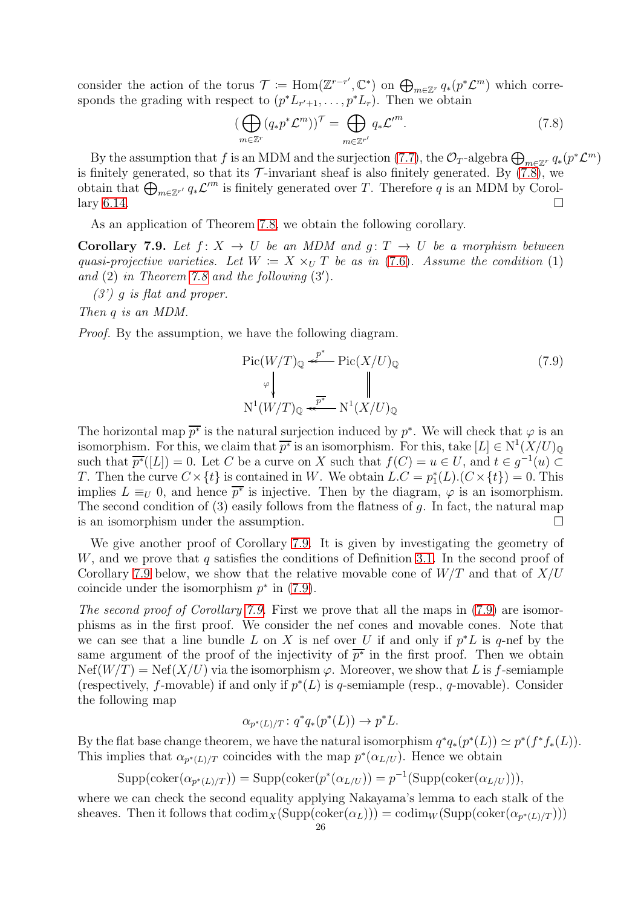consider the action of the torus $\mathcal{T} := \mathrm{Hom}(\mathbb{Z}^{r-r'}, \mathbb{C}^*)$ on $\bigoplus_{m\in\mathbb{Z}^r} q_*(p^*\mathcal{L}^m)$ which corresponds the grading with respect to $(p^*L_{r'+1}, \ldots, p^*L_r)$. Then we obtain

$$(\bigoplus_{m\in\mathbb{Z}^r}(q_*p^*\mathcal{L}^m))^{\mathcal{T}} = \bigoplus_{m\in\mathbb{Z}^{r'}} q_*\mathcal{L}'^m. \tag{7.8}$$

By the assumption that $f$ is an MDM and the surjection (7.7), the $\mathcal{O}_T$-algebra $\bigoplus_{m\in\mathbb{Z}^r} q_*(p^*\mathcal{L}^m)$ is finitely generated, so that its $\mathcal{T}$-invariant sheaf is also finitely generated. By (7.8), we obtain that $\bigoplus_{m\in\mathbb{Z}^{r'}} q_*\mathcal{L}'^m$ is finitely generated over $T$. Therefore $q$ is an MDM by Corollary 6.14. $\square$

As an application of Theorem 7.8, we obtain the following corollary.

**Corollary 7.9.** *Let $f\colon X \to U$ be an MDM and $g\colon T \to U$ be a morphism between quasi-projective varieties. Let $W := X \times_U T$ be as in (7.6). Assume the condition* (1) *and* (2) *in Theorem 7.8 and the following* ($3'$)*.*

*(3') $g$ is flat and proper.*

*Then $q$ is an MDM.*

*Proof.* By the assumption, we have the following diagram.

$$\begin{array}{ccc} \mathrm{Pic}(W/T)_{\mathbb{Q}} & \xleftarrow{\;p^*\;} & \mathrm{Pic}(X/U)_{\mathbb{Q}} \\ \varphi\downarrow & & \| \\ \mathrm{N}^1(W/T)_{\mathbb{Q}} & \xleftarrow{\;\overline{p^*}\;} & \mathrm{N}^1(X/U)_{\mathbb{Q}} \end{array} \tag{7.9}$$

The horizontal map $\overline{p^*}$ is the natural surjection induced by $p^*$. We will check that $\varphi$ is an isomorphism. For this, we claim that $\overline{p^*}$ is an isomorphism. For this, take $[L] \in \mathrm{N}^1(X/U)_{\mathbb{Q}}$ such that $\overline{p^*}([L]) = 0$. Let $C$ be a curve on $X$ such that $f(C) = u \in U$, and $t \in g^{-1}(u) \subset T$. Then the curve $C \times \{t\}$ is contained in $W$. We obtain $L.C = p_1^*(L).(C \times \{t\}) = 0$. This implies $L \equiv_U 0$, and hence $\overline{p^*}$ is injective. Then by the diagram, $\varphi$ is an isomorphism. The second condition of (3) easily follows from the flatness of $g$. In fact, the natural map is an isomorphism under the assumption. $\square$

We give another proof of Corollary 7.9. It is given by investigating the geometry of $W$, and we prove that $q$ satisfies the conditions of Definition 3.1. In the second proof of Corollary 7.9 below, we show that the relative movable cone of $W/T$ and that of $X/U$ coincide under the isomorphism $p^*$ in (7.9).

*The second proof of Corollary 7.9.* First we prove that all the maps in (7.9) are isomorphisms as in the first proof. We consider the nef cones and movable cones. Note that we can see that a line bundle $L$ on $X$ is nef over $U$ if and only if $p^*L$ is $q$-nef by the same argument of the proof of the injectivity of $\overline{p^*}$ in the first proof. Then we obtain $\mathrm{Nef}(W/T) = \mathrm{Nef}(X/U)$ via the isomorphism $\varphi$. Moreover, we show that $L$ is $f$-semiample (respectively, $f$-movable) if and only if $p^*(L)$ is $q$-semiample (resp., $q$-movable). Consider the following map

$$\alpha_{p^*(L)/T}\colon q^*q_*(p^*(L)) \to p^*L.$$

By the flat base change theorem, we have the natural isomorphism $q^*q_*(p^*(L)) \simeq p^*(f^*f_*(L))$. This implies that $\alpha_{p^*(L)/T}$ coincides with the map $p^*(\alpha_{L/U})$. Hence we obtain

$$\mathrm{Supp}(\mathrm{coker}(\alpha_{p^*(L)/T})) = \mathrm{Supp}(\mathrm{coker}(p^*(\alpha_{L/U})) = p^{-1}(\mathrm{Supp}(\mathrm{coker}(\alpha_{L/U}))),$$

where we can check the second equality applying Nakayama's lemma to each stalk of the sheaves. Then it follows that $\mathrm{codim}_X(\mathrm{Supp}(\mathrm{coker}(\alpha_L))) = \mathrm{codim}_W(\mathrm{Supp}(\mathrm{coker}(\alpha_{p^*(L)/T})))$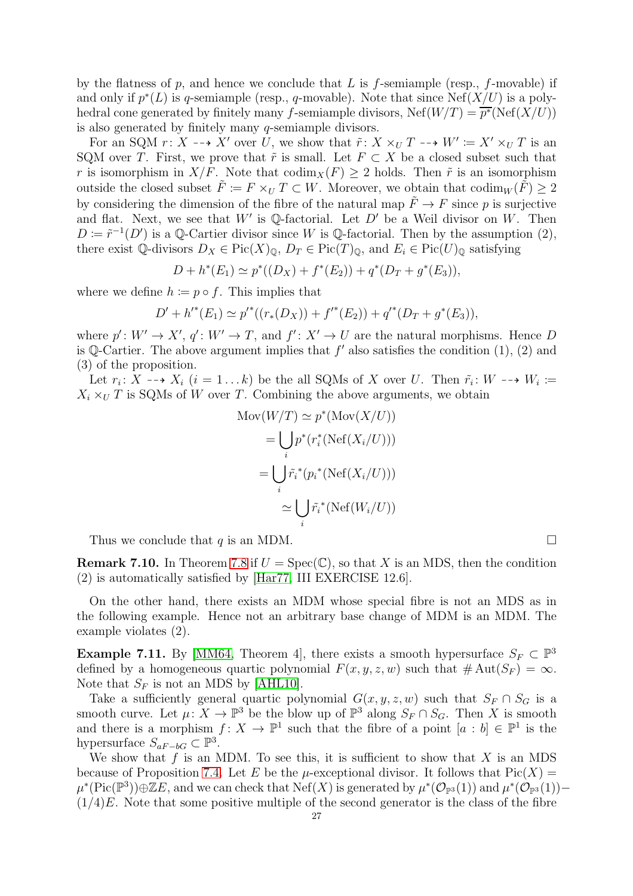by the flatness of $p$, and hence we conclude that $L$ is $f$-semiample (resp., $f$-movable) if and only if $p^*(L)$ is $q$-semiample (resp., $q$-movable). Note that since $\mathrm{Nef}(X/U)$ is a polyhedral cone generated by finitely many $f$-semiample divisors, $\mathrm{Nef}(W/T) = \overline{p^*}(\mathrm{Nef}(X/U))$ is also generated by finitely many $q$-semiample divisors.

For an SQM $r\colon X \dashrightarrow X'$ over $U$, we show that $\tilde{r}\colon X \times_U T \dashrightarrow W' := X' \times_U T$ is an SQM over $T$. First, we prove that $\tilde{r}$ is small. Let $F \subset X$ be a closed subset such that $r$ is isomorphism in $X/F$. Note that $\mathrm{codim}_X(F) \geq 2$ holds. Then $\tilde{r}$ is an isomorphism outside the closed subset $\tilde{F} := F \times_U T \subset W$. Moreover, we obtain that $\mathrm{codim}_W(\tilde{F}) \geq 2$ by considering the dimension of the fibre of the natural map $\tilde{F} \to F$ since $p$ is surjective and flat. Next, we see that $W'$ is $\mathbb{Q}$-factorial. Let $D'$ be a Weil divisor on $W$. Then $D := \tilde{r}^{-1}(D')$ is a $\mathbb{Q}$-Cartier divisor since $W$ is $\mathbb{Q}$-factorial. Then by the assumption (2), there exist $\mathbb{Q}$-divisors $D_X \in \mathrm{Pic}(X)_{\mathbb{Q}}$, $D_T \in \mathrm{Pic}(T)_{\mathbb{Q}}$, and $E_i \in \mathrm{Pic}(U)_{\mathbb{Q}}$ satisfying

$$D + h^*(E_1) \simeq p^*((D_X) + f^*(E_2)) + q^*(D_T + g^*(E_3)),$$

where we define $h := p \circ f$. This implies that

$$D' + h'^*(E_1) \simeq p'^*((r_*(D_X)) + f'^*(E_2)) + q'^*(D_T + g^*(E_3)),$$

where $p'\colon W' \to X'$, $q'\colon W' \to T$, and $f'\colon X' \to U$ are the natural morphisms. Hence $D$ is $\mathbb{Q}$-Cartier. The above argument implies that $f'$ also satisfies the condition (1), (2) and (3) of the proposition.

Let $r_i\colon X \dashrightarrow X_i$ ($i = 1 \dots k$) be the all SQMs of $X$ over $U$. Then $\tilde{r_i}\colon W \dashrightarrow W_i := X_i \times_U T$ is SQMs of $W$ over $T$. Combining the above arguments, we obtain

$$\begin{aligned}
\mathrm{Mov}(W/T) &\simeq p^*(\mathrm{Mov}(X/U)) \\
&= \bigcup_i p^*(r_i^*(\mathrm{Nef}(X_i/U))) \\
&= \bigcup_i \tilde{r_i}^*(p_i{}^*(\mathrm{Nef}(X_i/U))) \\
&\simeq \bigcup_i \tilde{r_i}^*(\mathrm{Nef}(W_i/U))
\end{aligned}$$

Thus we conclude that $q$ is an MDM. $\square$

**Remark 7.10.** In Theorem 7.8 if $U = \mathrm{Spec}(\mathbb{C})$, so that $X$ is an MDS, then the condition (2) is automatically satisfied by [Har77, III EXERCISE 12.6].

On the other hand, there exists an MDM whose special fibre is not an MDS as in the following example. Hence not an arbitrary base change of MDM is an MDM. The example violates (2).

**Example 7.11.** By [MM64, Theorem 4], there exists a smooth hypersurface $S_F \subset \mathbb{P}^3$ defined by a homogeneous quartic polynomial $F(x, y, z, w)$ such that $\#\mathrm{Aut}(S_F) = \infty$. Note that $S_F$ is not an MDS by [AHL10].

Take a sufficiently general quartic polynomial $G(x, y, z, w)$ such that $S_F \cap S_G$ is a smooth curve. Let $\mu\colon X \to \mathbb{P}^3$ be the blow up of $\mathbb{P}^3$ along $S_F \cap S_G$. Then $X$ is smooth and there is a morphism $f\colon X \to \mathbb{P}^1$ such that the fibre of a point $[a : b] \in \mathbb{P}^1$ is the hypersurface $S_{aF-bG} \subset \mathbb{P}^3$.

We show that $f$ is an MDM. To see this, it is sufficient to show that $X$ is an MDS because of Proposition 7.4. Let $E$ be the $\mu$-exceptional divisor. It follows that $\mathrm{Pic}(X) = \mu^*(\mathrm{Pic}(\mathbb{P}^3)) \oplus \mathbb{Z}E$, and we can check that $\mathrm{Nef}(X)$ is generated by $\mu^*(\mathcal{O}_{\mathbb{P}^3}(1))$ and $\mu^*(\mathcal{O}_{\mathbb{P}^3}(1)) - (1/4)E$. Note that some positive multiple of the second generator is the class of the fibre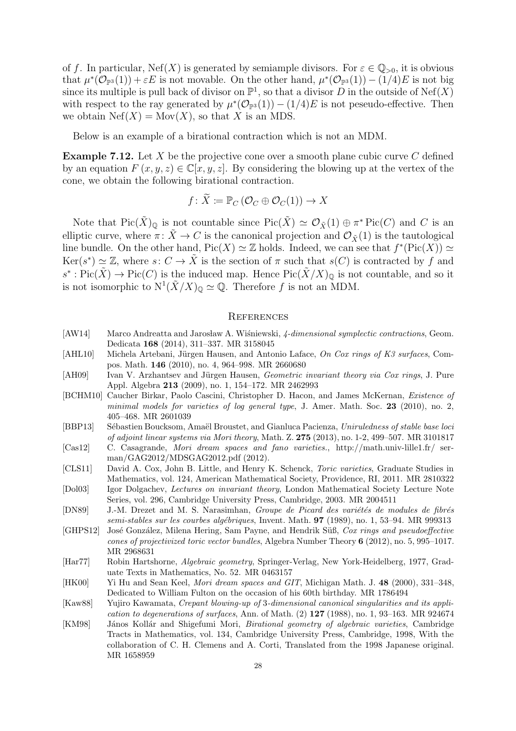of $f$. In particular, $\mathrm{Nef}(X)$ is generated by semiample divisors. For $\varepsilon \in \mathbb{Q}_{>0}$, it is obvious that $\mu^*(\mathcal{O}_{\mathbb{P}^3}(1)) + \varepsilon E$ is not movable. On the other hand, $\mu^*(\mathcal{O}_{\mathbb{P}^3}(1)) - (1/4)E$ is not big since its multiple is pull back of divisor on $\mathbb{P}^1$, so that a divisor $D$ in the outside of $\mathrm{Nef}(X)$ with respect to the ray generated by $\mu^*(\mathcal{O}_{\mathbb{P}^3}(1)) - (1/4)E$ is not peseudo-effective. Then we obtain $\mathrm{Nef}(X) = \mathrm{Mov}(X)$, so that $X$ is an MDS.

Below is an example of a birational contraction which is not an MDM.

**Example 7.12.** Let $X$ be the projective cone over a smooth plane cubic curve $C$ defined by an equation $F(x, y, z) \in \mathbb{C}[x, y, z]$. By considering the blowing up at the vertex of the cone, we obtain the following birational contraction.

$$f \colon \widetilde{X} := \mathbb{P}_C\left(\mathcal{O}_C \oplus \mathcal{O}_C(1)\right) \to X$$

Note that $\mathrm{Pic}(\tilde{X})_{\mathbb{Q}}$ is not countable since $\mathrm{Pic}(\tilde{X}) \simeq \mathcal{O}_{\tilde{X}}(1) \oplus \pi^* \mathrm{Pic}(C)$ and $C$ is an elliptic curve, where $\pi \colon \tilde{X} \to C$ is the canonical projection and $\mathcal{O}_{\tilde{X}}(1)$ is the tautological line bundle. On the other hand, $\mathrm{Pic}(X) \simeq \mathbb{Z}$ holds. Indeed, we can see that $f^*(\mathrm{Pic}(X)) \simeq \mathrm{Ker}(s^*) \simeq \mathbb{Z}$, where $s \colon C \to \tilde{X}$ is the section of $\pi$ such that $s(C)$ is contracted by $f$ and $s^* \colon \mathrm{Pic}(\tilde{X}) \to \mathrm{Pic}(C)$ is the induced map. Hence $\mathrm{Pic}(\tilde{X}/X)_{\mathbb{Q}}$ is not countable, and so it is not isomorphic to $\mathrm{N}^1(\tilde{X}/X)_{\mathbb{Q}} \simeq \mathbb{Q}$. Therefore $f$ is not an MDM.

## References

- [AW14] Marco Andreatta and Jarosław A. Wiśniewski, *4-dimensional symplectic contractions*, Geom. Dedicata **168** (2014), 311–337. MR 3158045
- [AHL10] Michela Artebani, Jürgen Hausen, and Antonio Laface, *On Cox rings of K3 surfaces*, Compos. Math. **146** (2010), no. 4, 964–998. MR 2660680
- [AH09] Ivan V. Arzhantsev and Jürgen Hausen, *Geometric invariant theory via Cox rings*, J. Pure Appl. Algebra **213** (2009), no. 1, 154–172. MR 2462993
- [BCHM10] Caucher Birkar, Paolo Cascini, Christopher D. Hacon, and James McKernan, *Existence of minimal models for varieties of log general type*, J. Amer. Math. Soc. **23** (2010), no. 2, 405–468. MR 2601039
- [BBP13] Sébastien Boucksom, Amaël Broustet, and Gianluca Pacienza, *Uniruledness of stable base loci of adjoint linear systems via Mori theory*, Math. Z. **275** (2013), no. 1-2, 499–507. MR 3101817
- [Cas12] C. Casagrande, *Mori dream spaces and fano varieties.*, http://math.univ-lille1.fr/ serman/GAG2012/MDSGAG2012.pdf (2012).
- [CLS11] David A. Cox, John B. Little, and Henry K. Schenck, *Toric varieties*, Graduate Studies in Mathematics, vol. 124, American Mathematical Society, Providence, RI, 2011. MR 2810322
- [Dol03] Igor Dolgachev, *Lectures on invariant theory*, London Mathematical Society Lecture Note Series, vol. 296, Cambridge University Press, Cambridge, 2003. MR 2004511
- [DN89] J.-M. Drezet and M. S. Narasimhan, *Groupe de Picard des variétés de modules de fibrés semi-stables sur les courbes algébriques*, Invent. Math. **97** (1989), no. 1, 53–94. MR 999313
- [GHPS12] José González, Milena Hering, Sam Payne, and Hendrik Süß, *Cox rings and pseudoeffective cones of projectivized toric vector bundles*, Algebra Number Theory **6** (2012), no. 5, 995–1017. MR 2968631
- [Har77] Robin Hartshorne, *Algebraic geometry*, Springer-Verlag, New York-Heidelberg, 1977, Graduate Texts in Mathematics, No. 52. MR 0463157
- [HK00] Yi Hu and Sean Keel, *Mori dream spaces and GIT*, Michigan Math. J. **48** (2000), 331–348, Dedicated to William Fulton on the occasion of his 60th birthday. MR 1786494
- [Kaw88] Yujiro Kawamata, *Crepant blowing-up of 3-dimensional canonical singularities and its application to degenerations of surfaces*, Ann. of Math. (2) **127** (1988), no. 1, 93–163. MR 924674
- [KM98] János Kollár and Shigefumi Mori, *Birational geometry of algebraic varieties*, Cambridge Tracts in Mathematics, vol. 134, Cambridge University Press, Cambridge, 1998, With the collaboration of C. H. Clemens and A. Corti, Translated from the 1998 Japanese original. MR 1658959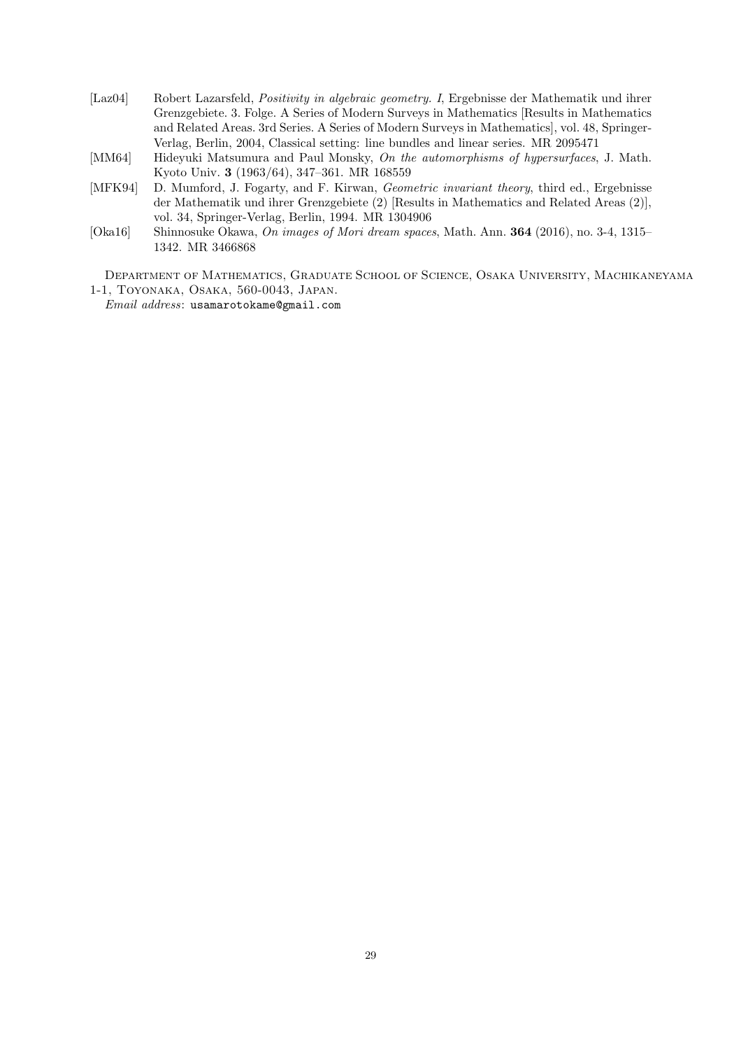[Laz04] Robert Lazarsfeld, *Positivity in algebraic geometry. I*, Ergebnisse der Mathematik und ihrer Grenzgebiete. 3. Folge. A Series of Modern Surveys in Mathematics [Results in Mathematics and Related Areas. 3rd Series. A Series of Modern Surveys in Mathematics], vol. 48, Springer-Verlag, Berlin, 2004, Classical setting: line bundles and linear series. MR 2095471

[MM64] Hideyuki Matsumura and Paul Monsky, *On the automorphisms of hypersurfaces*, J. Math. Kyoto Univ. **3** (1963/64), 347–361. MR 168559

[MFK94] D. Mumford, J. Fogarty, and F. Kirwan, *Geometric invariant theory*, third ed., Ergebnisse der Mathematik und ihrer Grenzgebiete (2) [Results in Mathematics and Related Areas (2)], vol. 34, Springer-Verlag, Berlin, 1994. MR 1304906

[Oka16] Shinnosuke Okawa, *On images of Mori dream spaces*, Math. Ann. **364** (2016), no. 3-4, 1315–1342. MR 3466868

Department of Mathematics, Graduate School of Science, Osaka University, Machikaneyama 1-1, Toyonaka, Osaka, 560-0043, Japan.

*Email address*: usamarotokame@gmail.com